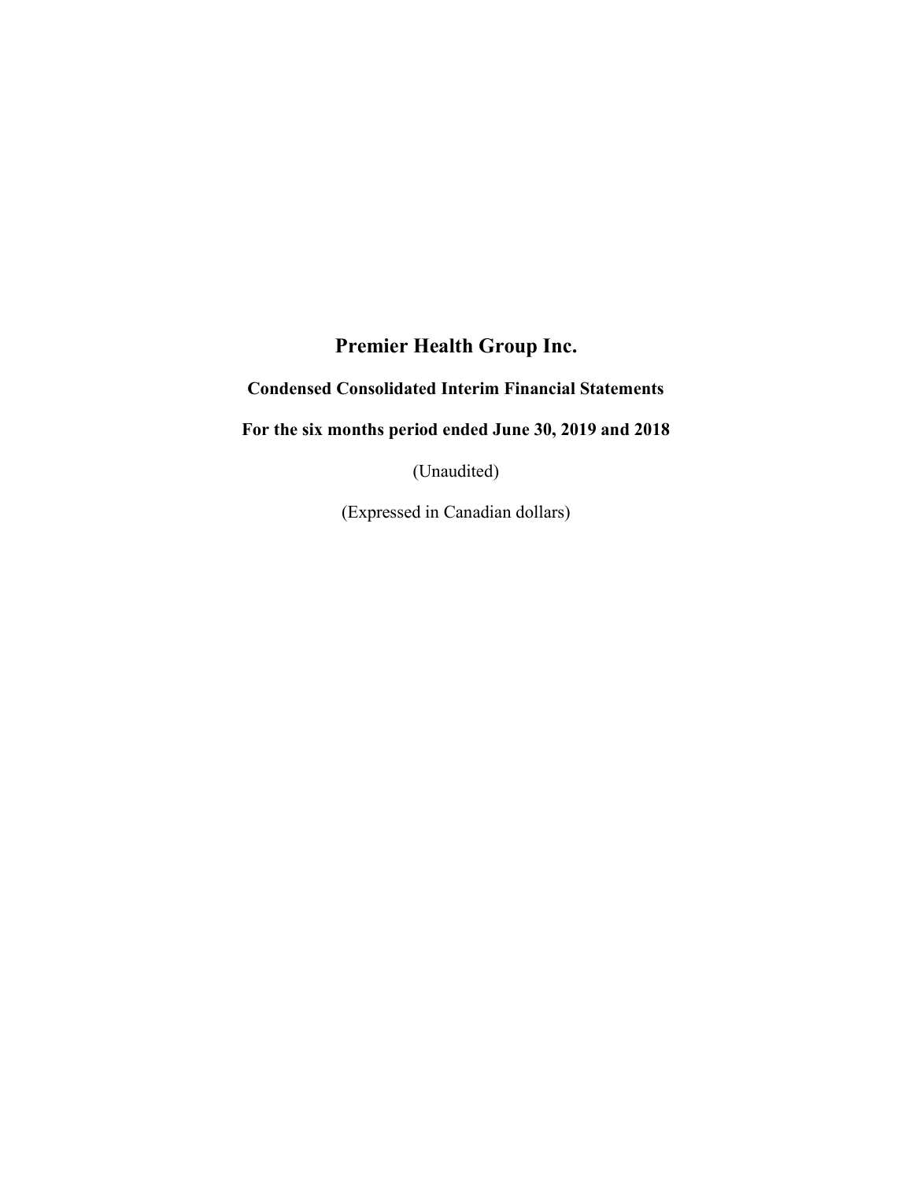# Premier Health Group Inc.

**Condensed Consolidated Interim Financial Statements**

**For the six months period ended June 30, 2019 and 2018**

(Unaudited)

(Expressed in Canadian dollars)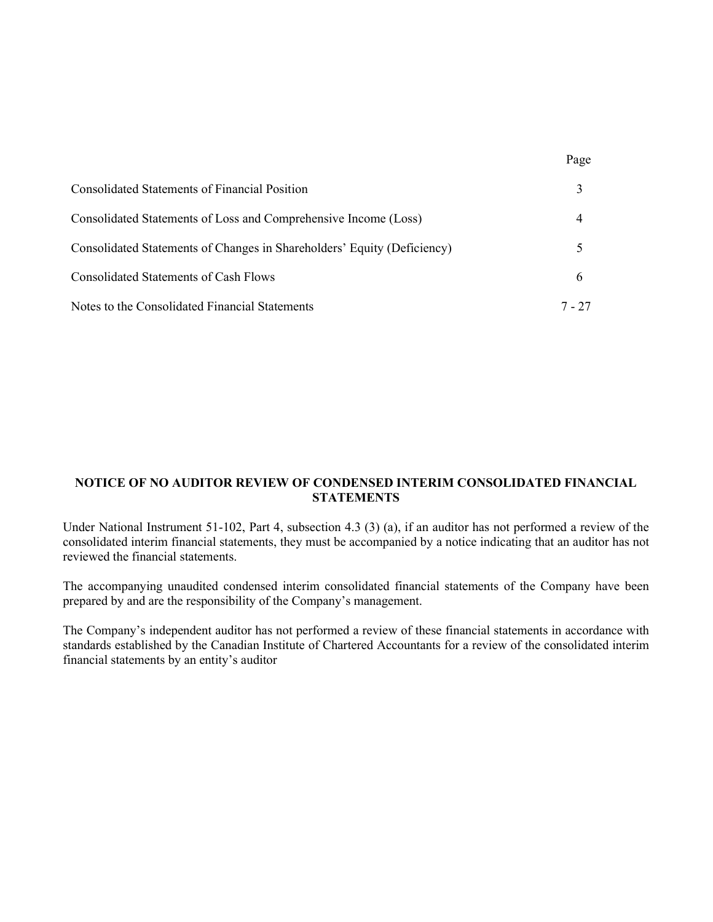| | Page |
|---|---|
| Consolidated Statements of Financial Position | 3 |
| Consolidated Statements of Loss and Comprehensive Income (Loss) | 4 |
| Consolidated Statements of Changes in Shareholders' Equity (Deficiency) | 5 |
| Consolidated Statements of Cash Flows | 6 |
| Notes to the Consolidated Financial Statements | 7 - 27 |

**NOTICE OF NO AUDITOR REVIEW OF CONDENSED INTERIM CONSOLIDATED FINANCIAL STATEMENTS**

Under National Instrument 51-102, Part 4, subsection 4.3 (3) (a), if an auditor has not performed a review of the consolidated interim financial statements, they must be accompanied by a notice indicating that an auditor has not reviewed the financial statements.

The accompanying unaudited condensed interim consolidated financial statements of the Company have been prepared by and are the responsibility of the Company's management.

The Company's independent auditor has not performed a review of these financial statements in accordance with standards established by the Canadian Institute of Chartered Accountants for a review of the consolidated interim financial statements by an entity's auditor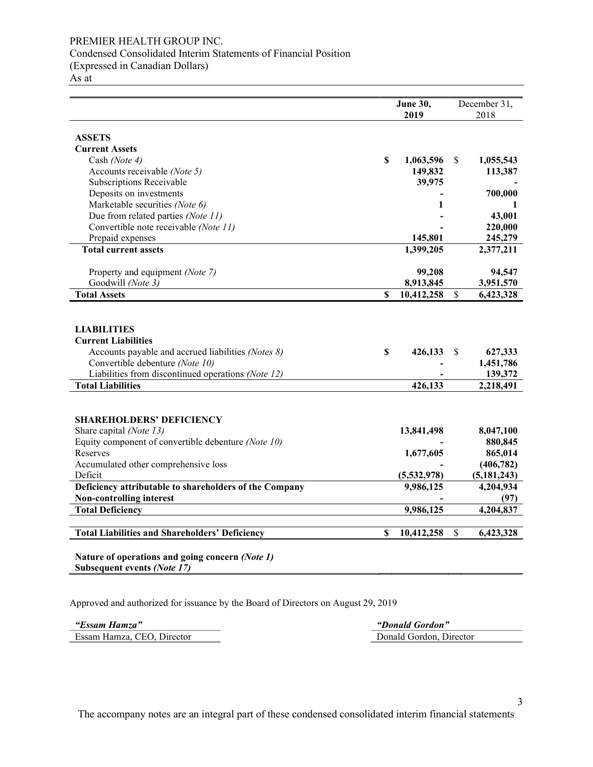PREMIER HEALTH GROUP INC.
Condensed Consolidated Interim Statements of Financial Position
(Expressed in Canadian Dollars)
As at

| | June 30, 2019 | December 31, 2018 |
|---|---|---|
| **ASSETS** | | |
| **Current Assets** | | |
| Cash *(Note 4)* | $ 1,063,596 | $ 1,055,543 |
| Accounts receivable *(Note 5)* | 149,832 | 113,387 |
| Subscriptions Receivable | 39,975 | - |
| Deposits on investments | - | 700,000 |
| Marketable securities *(Note 6)* | 1 | 1 |
| Due from related parties *(Note 11)* | - | 43,001 |
| Convertible note receivable *(Note 11)* | - | 220,000 |
| Prepaid expenses | 145,801 | 245,279 |
| **Total current assets** | 1,399,205 | 2,377,211 |
| Property and equipment *(Note 7)* | 99,208 | 94,547 |
| Goodwill *(Note 3)* | 8,913,845 | 3,951,570 |
| **Total Assets** | $ 10,412,258 | $ 6,423,328 |
| **LIABILITIES** | | |
| **Current Liabilities** | | |
| Accounts payable and accrued liabilities *(Notes 8)* | $ 426,133 | $ 627,333 |
| Convertible debenture *(Note 10)* | - | 1,451,786 |
| Liabilities from discontinued operations *(Note 12)* | - | 139,372 |
| **Total Liabilities** | 426,133 | 2,218,491 |
| **SHAREHOLDERS' DEFICIENCY** | | |
| Share capital *(Note 13)* | 13,841,498 | 8,047,100 |
| Equity component of convertible debenture *(Note 10)* | - | 880,845 |
| Reserves | 1,677,605 | 865,014 |
| Accumulated other comprehensive loss | - | (406,782) |
| Deficit | (5,532,978) | (5,181,243) |
| **Deficiency attributable to shareholders of the Company** | 9,986,125 | 4,204,934 |
| **Non-controlling interest** | - | (97) |
| **Total Deficiency** | 9,986,125 | 4,204,837 |
| **Total Liabilities and Shareholders' Deficiency** | $ 10,412,258 | $ 6,423,328 |

**Nature of operations and going concern *(Note 1)***
**Subsequent events *(Note 17)***

Approved and authorized for issuance by the Board of Directors on August 29, 2019

*"Essam Hamza"*
Essam Hamza, CEO, Director

*"Donald Gordon"*
Donald Gordon, Director

The accompany notes are an integral part of these condensed consolidated interim financial statements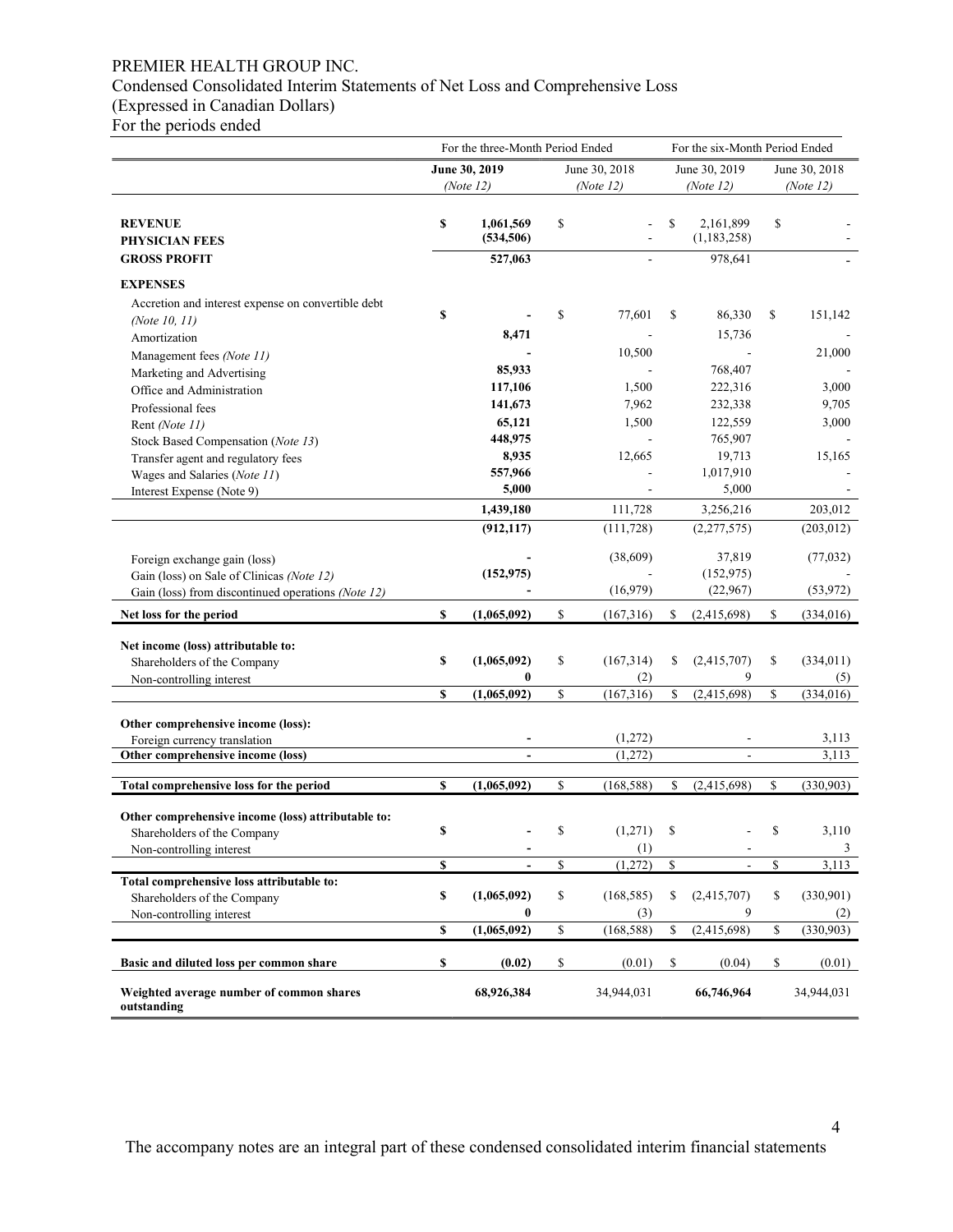PREMIER HEALTH GROUP INC.
Condensed Consolidated Interim Statements of Net Loss and Comprehensive Loss
(Expressed in Canadian Dollars)
For the periods ended

| | For the three-Month Period Ended | | For the six-Month Period Ended | |
|---|---|---|---|---|
| | **June 30, 2019** *(Note 12)* | June 30, 2018 *(Note 12)* | June 30, 2019 *(Note 12)* | June 30, 2018 *(Note 12)* |
| **REVENUE** | **$ 1,061,569** | $ - | $ 2,161,899 | $ - |
| **PHYSICIAN FEES** | **(534,506)** | - | (1,183,258) | - |
| **GROSS PROFIT** | **527,063** | - | 978,641 | - |
| **EXPENSES** | | | | |
| Accretion and interest expense on convertible debt *(Note 10, 11)* | **$ -** | $ 77,601 | $ 86,330 | $ 151,142 |
| Amortization | **8,471** | - | 15,736 | - |
| Management fees *(Note 11)* | **-** | 10,500 | - | 21,000 |
| Marketing and Advertising | **85,933** | - | 768,407 | - |
| Office and Administration | **117,106** | 1,500 | 222,316 | 3,000 |
| Professional fees | **141,673** | 7,962 | 232,338 | 9,705 |
| Rent *(Note 11)* | **65,121** | 1,500 | 122,559 | 3,000 |
| Stock Based Compensation (*Note 13*) | **448,975** | - | 765,907 | - |
| Transfer agent and regulatory fees | **8,935** | 12,665 | 19,713 | 15,165 |
| Wages and Salaries (*Note 11*) | **557,966** | - | 1,017,910 | - |
| Interest Expense (Note 9) | **5,000** | - | 5,000 | - |
| | **1,439,180** | 111,728 | 3,256,216 | 203,012 |
| | **(912,117)** | (111,728) | (2,277,575) | (203,012) |
| Foreign exchange gain (loss) | **-** | (38,609) | 37,819 | (77,032) |
| Gain (loss) on Sale of Clinicas *(Note 12)* | **(152,975)** | - | (152,975) | - |
| Gain (loss) from discontinued operations *(Note 12)* | **-** | (16,979) | (22,967) | (53,972) |
| **Net loss for the period** | **$ (1,065,092)** | $ (167,316) | $ (2,415,698) | $ (334,016) |
| **Net income (loss) attributable to:** | | | | |
| Shareholders of the Company | **$ (1,065,092)** | $ (167,314) | $ (2,415,707) | $ (334,011) |
| Non-controlling interest | **0** | (2) | 9 | (5) |
| | **$ (1,065,092)** | $ (167,316) | $ (2,415,698) | $ (334,016) |
| **Other comprehensive income (loss):** | | | | |
| Foreign currency translation | **-** | (1,272) | - | 3,113 |
| **Other comprehensive income (loss)** | **-** | (1,272) | - | 3,113 |
| **Total comprehensive loss for the period** | **$ (1,065,092)** | $ (168,588) | $ (2,415,698) | $ (330,903) |
| **Other comprehensive income (loss) attributable to:** | | | | |
| Shareholders of the Company | **$ -** | $ (1,271) | $ - | $ 3,110 |
| Non-controlling interest | **-** | (1) | - | 3 |
| | **$ -** | $ (1,272) | $ - | $ 3,113 |
| **Total comprehensive loss attributable to:** | | | | |
| Shareholders of the Company | **$ (1,065,092)** | $ (168,585) | $ (2,415,707) | $ (330,901) |
| Non-controlling interest | **0** | (3) | 9 | (2) |
| | **$ (1,065,092)** | $ (168,588) | $ (2,415,698) | $ (330,903) |
| **Basic and diluted loss per common share** | **$ (0.02)** | $ (0.01) | $ (0.04) | $ (0.01) |
| **Weighted average number of common shares outstanding** | **68,926,384** | 34,944,031 | **66,746,964** | 34,944,031 |

The accompany notes are an integral part of these condensed consolidated interim financial statements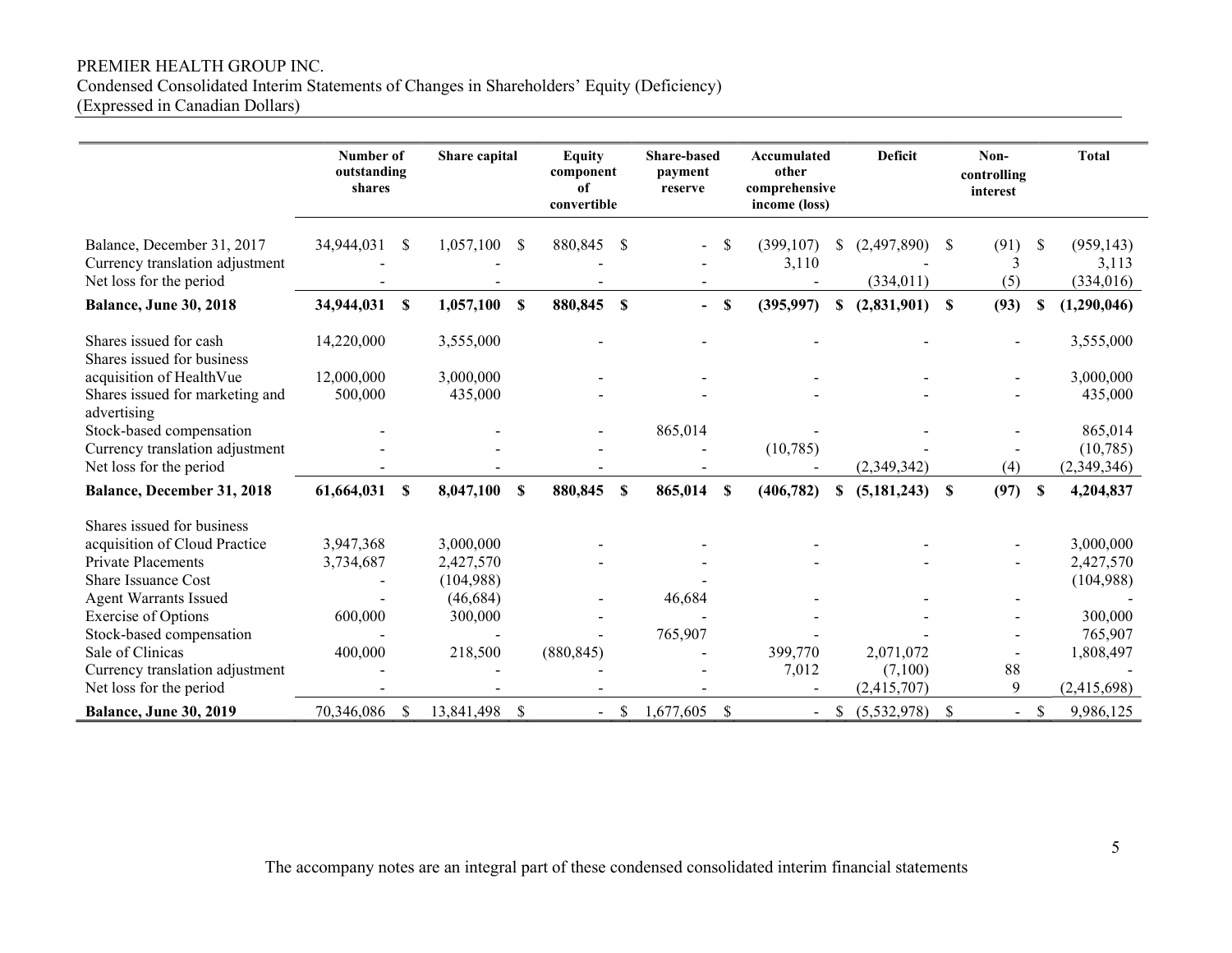PREMIER HEALTH GROUP INC.
Condensed Consolidated Interim Statements of Changes in Shareholders' Equity (Deficiency)
(Expressed in Canadian Dollars)

| | Number of outstanding shares | Share capital | Equity component of convertible | Share-based payment reserve | Accumulated other comprehensive income (loss) | Deficit | Non-controlling interest | Total |
|---|---|---|---|---|---|---|---|---|
| Balance, December 31, 2017 | 34,944,031 | $ 1,057,100 | $ 880,845 | $ - | $ (399,107) | $ (2,497,890) | $ (91) | $ (959,143) |
| Currency translation adjustment | - | - | - | - | 3,110 | - | 3 | 3,113 |
| Net loss for the period | - | - | - | - | - | (334,011) | (5) | (334,016) |
| **Balance, June 30, 2018** | **34,944,031** | **$ 1,057,100** | **$ 880,845** | **$ -** | **$ (395,997)** | **$ (2,831,901)** | **$ (93)** | **$ (1,290,046)** |
| Shares issued for cash | 14,220,000 | 3,555,000 | - | - | - | - | - | 3,555,000 |
| Shares issued for business acquisition of HealthVue | 12,000,000 | 3,000,000 | - | - | - | - | - | 3,000,000 |
| Shares issued for marketing and advertising | 500,000 | 435,000 | - | - | - | - | - | 435,000 |
| Stock-based compensation | - | - | - | 865,014 | - | - | - | 865,014 |
| Currency translation adjustment | - | - | - | - | (10,785) | - | - | (10,785) |
| Net loss for the period | - | - | - | - | - | (2,349,342) | (4) | (2,349,346) |
| **Balance, December 31, 2018** | **61,664,031** | **$ 8,047,100** | **$ 880,845** | **$ 865,014** | **$ (406,782)** | **$ (5,181,243)** | **$ (97)** | **$ 4,204,837** |
| Shares issued for business acquisition of Cloud Practice | 3,947,368 | 3,000,000 | - | - | - | - | - | 3,000,000 |
| Private Placements | 3,734,687 | 2,427,570 | - | - | - | - | - | 2,427,570 |
| Share Issuance Cost | - | (104,988) | | - | | | | (104,988) |
| Agent Warrants Issued | - | (46,684) | - | 46,684 | - | - | - | - |
| Exercise of Options | 600,000 | 300,000 | - | - | - | - | - | 300,000 |
| Stock-based compensation | - | - | - | 765,907 | - | - | - | 765,907 |
| Sale of Clinicas | 400,000 | 218,500 | (880,845) | - | 399,770 | 2,071,072 | - | 1,808,497 |
| Currency translation adjustment | - | - | - | - | 7,012 | (7,100) | 88 | - |
| Net loss for the period | - | - | - | - | - | (2,415,707) | 9 | (2,415,698) |
| **Balance, June 30, 2019** | 70,346,086 | $ 13,841,498 | $ - | $ 1,677,605 | $ - | $ (5,532,978) | $ - | $ 9,986,125 |

The accompany notes are an integral part of these condensed consolidated interim financial statements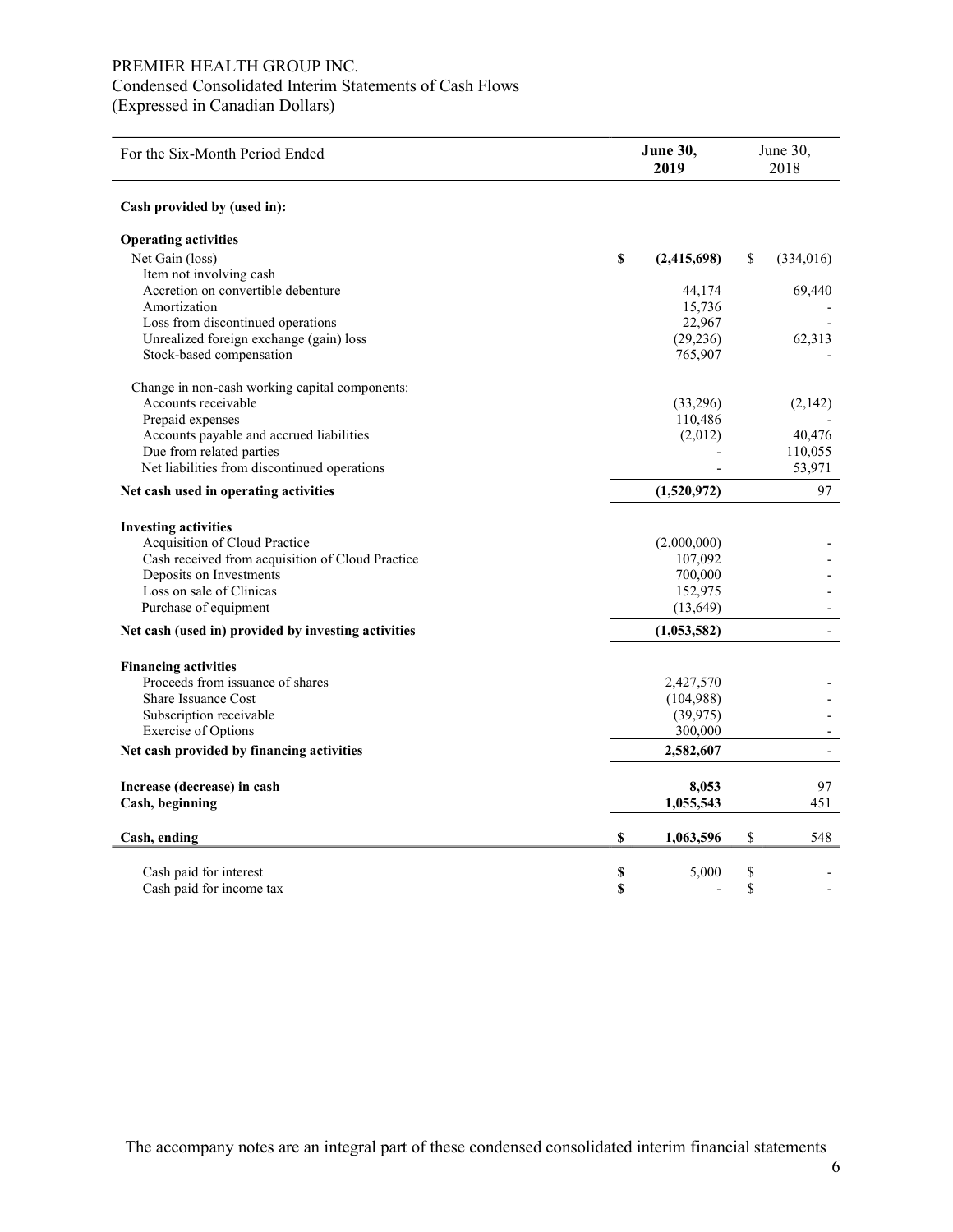PREMIER HEALTH GROUP INC.
Condensed Consolidated Interim Statements of Cash Flows
(Expressed in Canadian Dollars)

| For the Six-Month Period Ended | June 30, 2019 | June 30, 2018 |
|---|---|---|
| **Cash provided by (used in):** | | |
| **Operating activities** | | |
| Net Gain (loss) | $ (2,415,698) | $ (334,016) |
| Item not involving cash | | |
| Accretion on convertible debenture | 44,174 | 69,440 |
| Amortization | 15,736 | - |
| Loss from discontinued operations | 22,967 | - |
| Unrealized foreign exchange (gain) loss | (29,236) | 62,313 |
| Stock-based compensation | 765,907 | - |
| Change in non-cash working capital components: | | |
| Accounts receivable | (33,296) | (2,142) |
| Prepaid expenses | 110,486 | - |
| Accounts payable and accrued liabilities | (2,012) | 40,476 |
| Due from related parties | - | 110,055 |
| Net liabilities from discontinued operations | - | 53,971 |
| **Net cash used in operating activities** | **(1,520,972)** | 97 |
| **Investing activities** | | |
| Acquisition of Cloud Practice | (2,000,000) | - |
| Cash received from acquisition of Cloud Practice | 107,092 | - |
| Deposits on Investments | 700,000 | - |
| Loss on sale of Clinicas | 152,975 | - |
| Purchase of equipment | (13,649) | - |
| **Net cash (used in) provided by investing activities** | **(1,053,582)** | - |
| **Financing activities** | | |
| Proceeds from issuance of shares | 2,427,570 | - |
| Share Issuance Cost | (104,988) | - |
| Subscription receivable | (39,975) | - |
| Exercise of Options | 300,000 | - |
| **Net cash provided by financing activities** | **2,582,607** | - |
| **Increase (decrease) in cash** | **8,053** | 97 |
| **Cash, beginning** | **1,055,543** | 451 |
| **Cash, ending** | **$ 1,063,596** | $ 548 |
| Cash paid for interest | $ 5,000 | $ - |
| Cash paid for income tax | $ - | $ - |

The accompany notes are an integral part of these condensed consolidated interim financial statements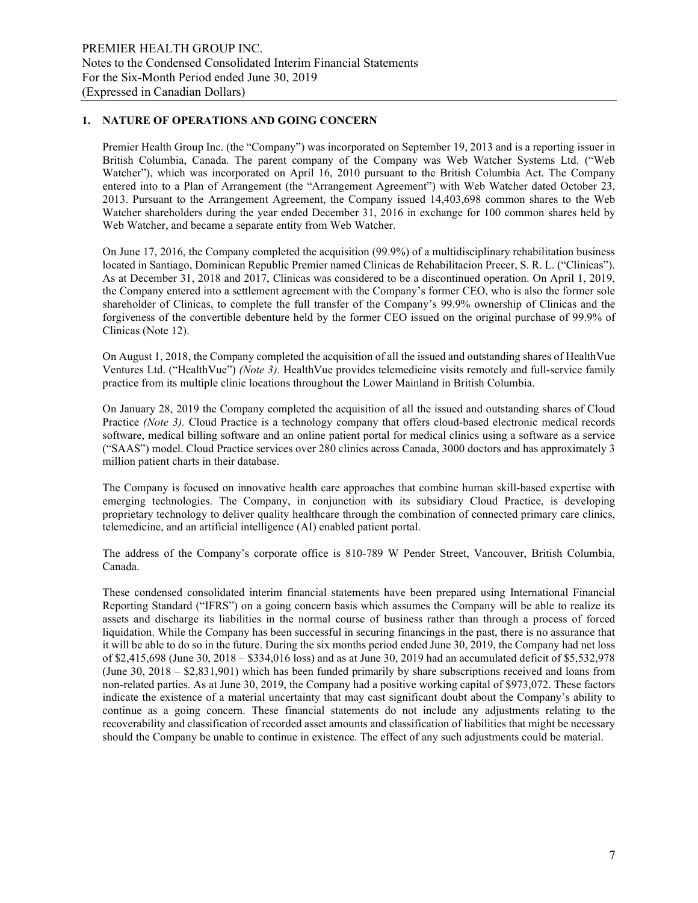## 1. NATURE OF OPERATIONS AND GOING CONCERN

Premier Health Group Inc. (the "Company") was incorporated on September 19, 2013 and is a reporting issuer in British Columbia, Canada. The parent company of the Company was Web Watcher Systems Ltd. ("Web Watcher"), which was incorporated on April 16, 2010 pursuant to the British Columbia Act. The Company entered into to a Plan of Arrangement (the "Arrangement Agreement") with Web Watcher dated October 23, 2013. Pursuant to the Arrangement Agreement, the Company issued 14,403,698 common shares to the Web Watcher shareholders during the year ended December 31, 2016 in exchange for 100 common shares held by Web Watcher, and became a separate entity from Web Watcher.

On June 17, 2016, the Company completed the acquisition (99.9%) of a multidisciplinary rehabilitation business located in Santiago, Dominican Republic Premier named Clinicas de Rehabilitacion Precer, S. R. L. ("Clinicas"). As at December 31, 2018 and 2017, Clinicas was considered to be a discontinued operation. On April 1, 2019, the Company entered into a settlement agreement with the Company's former CEO, who is also the former sole shareholder of Clinicas, to complete the full transfer of the Company's 99.9% ownership of Clinicas and the forgiveness of the convertible debenture held by the former CEO issued on the original purchase of 99.9% of Clinicas (Note 12).

On August 1, 2018, the Company completed the acquisition of all the issued and outstanding shares of HealthVue Ventures Ltd. ("HealthVue") *(Note 3).* HealthVue provides telemedicine visits remotely and full-service family practice from its multiple clinic locations throughout the Lower Mainland in British Columbia.

On January 28, 2019 the Company completed the acquisition of all the issued and outstanding shares of Cloud Practice *(Note 3).* Cloud Practice is a technology company that offers cloud-based electronic medical records software, medical billing software and an online patient portal for medical clinics using a software as a service ("SAAS") model. Cloud Practice services over 280 clinics across Canada, 3000 doctors and has approximately 3 million patient charts in their database.

The Company is focused on innovative health care approaches that combine human skill-based expertise with emerging technologies. The Company, in conjunction with its subsidiary Cloud Practice, is developing proprietary technology to deliver quality healthcare through the combination of connected primary care clinics, telemedicine, and an artificial intelligence (AI) enabled patient portal.

The address of the Company's corporate office is 810-789 W Pender Street, Vancouver, British Columbia, Canada.

These condensed consolidated interim financial statements have been prepared using International Financial Reporting Standard ("IFRS") on a going concern basis which assumes the Company will be able to realize its assets and discharge its liabilities in the normal course of business rather than through a process of forced liquidation. While the Company has been successful in securing financings in the past, there is no assurance that it will be able to do so in the future. During the six months period ended June 30, 2019, the Company had net loss of $2,415,698 (June 30, 2018 – $334,016 loss) and as at June 30, 2019 had an accumulated deficit of $5,532,978 (June 30, 2018 – $2,831,901) which has been funded primarily by share subscriptions received and loans from non-related parties. As at June 30, 2019, the Company had a positive working capital of $973,072. These factors indicate the existence of a material uncertainty that may cast significant doubt about the Company's ability to continue as a going concern. These financial statements do not include any adjustments relating to the recoverability and classification of recorded asset amounts and classification of liabilities that might be necessary should the Company be unable to continue in existence. The effect of any such adjustments could be material.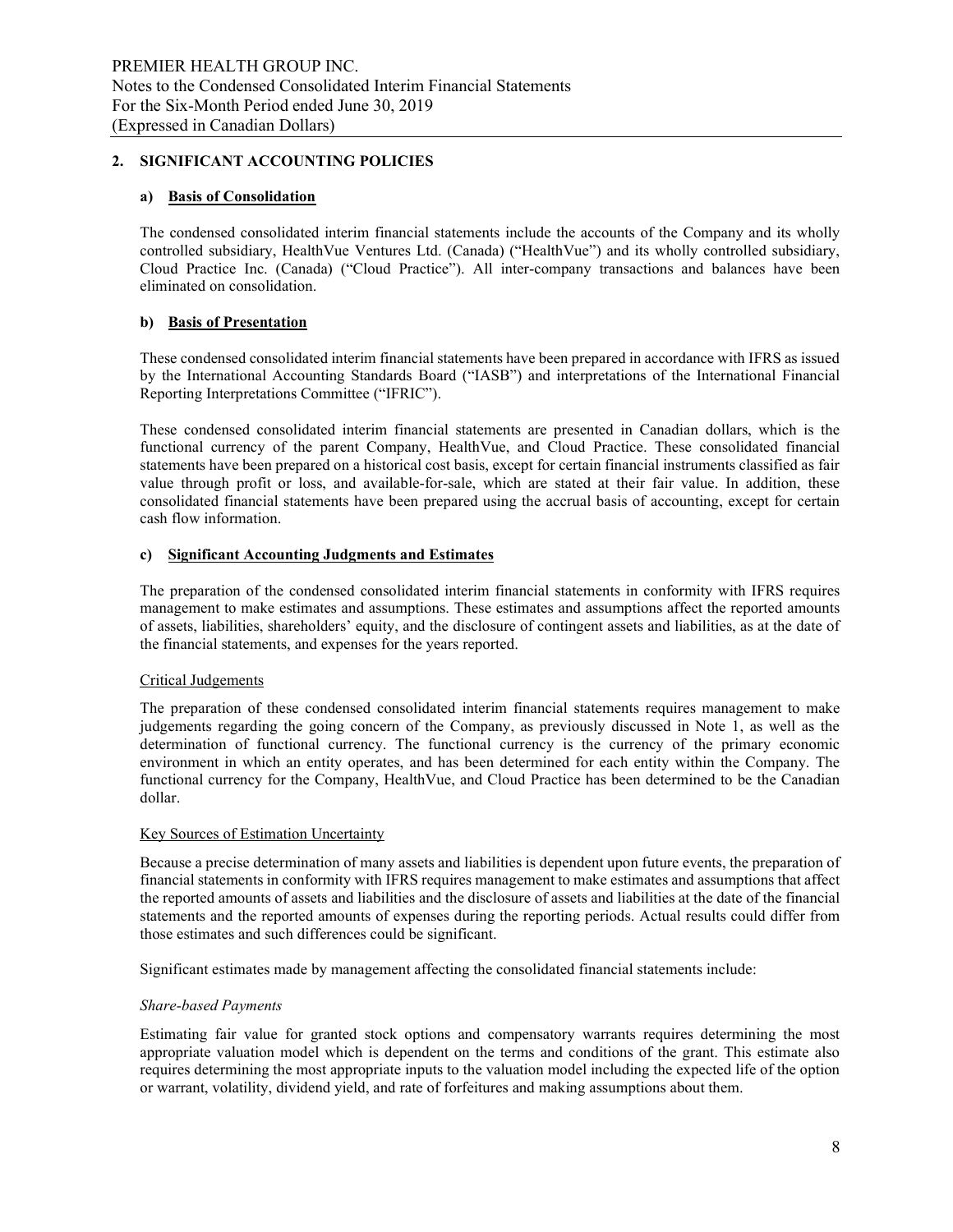## 2. SIGNIFICANT ACCOUNTING POLICIES

### a) Basis of Consolidation

The condensed consolidated interim financial statements include the accounts of the Company and its wholly controlled subsidiary, HealthVue Ventures Ltd. (Canada) ("HealthVue") and its wholly controlled subsidiary, Cloud Practice Inc. (Canada) ("Cloud Practice"). All inter-company transactions and balances have been eliminated on consolidation.

### b) Basis of Presentation

These condensed consolidated interim financial statements have been prepared in accordance with IFRS as issued by the International Accounting Standards Board ("IASB") and interpretations of the International Financial Reporting Interpretations Committee ("IFRIC").

These condensed consolidated interim financial statements are presented in Canadian dollars, which is the functional currency of the parent Company, HealthVue, and Cloud Practice. These consolidated financial statements have been prepared on a historical cost basis, except for certain financial instruments classified as fair value through profit or loss, and available-for-sale, which are stated at their fair value. In addition, these consolidated financial statements have been prepared using the accrual basis of accounting, except for certain cash flow information.

### c) Significant Accounting Judgments and Estimates

The preparation of the condensed consolidated interim financial statements in conformity with IFRS requires management to make estimates and assumptions. These estimates and assumptions affect the reported amounts of assets, liabilities, shareholders' equity, and the disclosure of contingent assets and liabilities, as at the date of the financial statements, and expenses for the years reported.

Critical Judgements

The preparation of these condensed consolidated interim financial statements requires management to make judgements regarding the going concern of the Company, as previously discussed in Note 1, as well as the determination of functional currency. The functional currency is the currency of the primary economic environment in which an entity operates, and has been determined for each entity within the Company. The functional currency for the Company, HealthVue, and Cloud Practice has been determined to be the Canadian dollar.

Key Sources of Estimation Uncertainty

Because a precise determination of many assets and liabilities is dependent upon future events, the preparation of financial statements in conformity with IFRS requires management to make estimates and assumptions that affect the reported amounts of assets and liabilities and the disclosure of assets and liabilities at the date of the financial statements and the reported amounts of expenses during the reporting periods. Actual results could differ from those estimates and such differences could be significant.

Significant estimates made by management affecting the consolidated financial statements include:

*Share-based Payments*

Estimating fair value for granted stock options and compensatory warrants requires determining the most appropriate valuation model which is dependent on the terms and conditions of the grant. This estimate also requires determining the most appropriate inputs to the valuation model including the expected life of the option or warrant, volatility, dividend yield, and rate of forfeitures and making assumptions about them.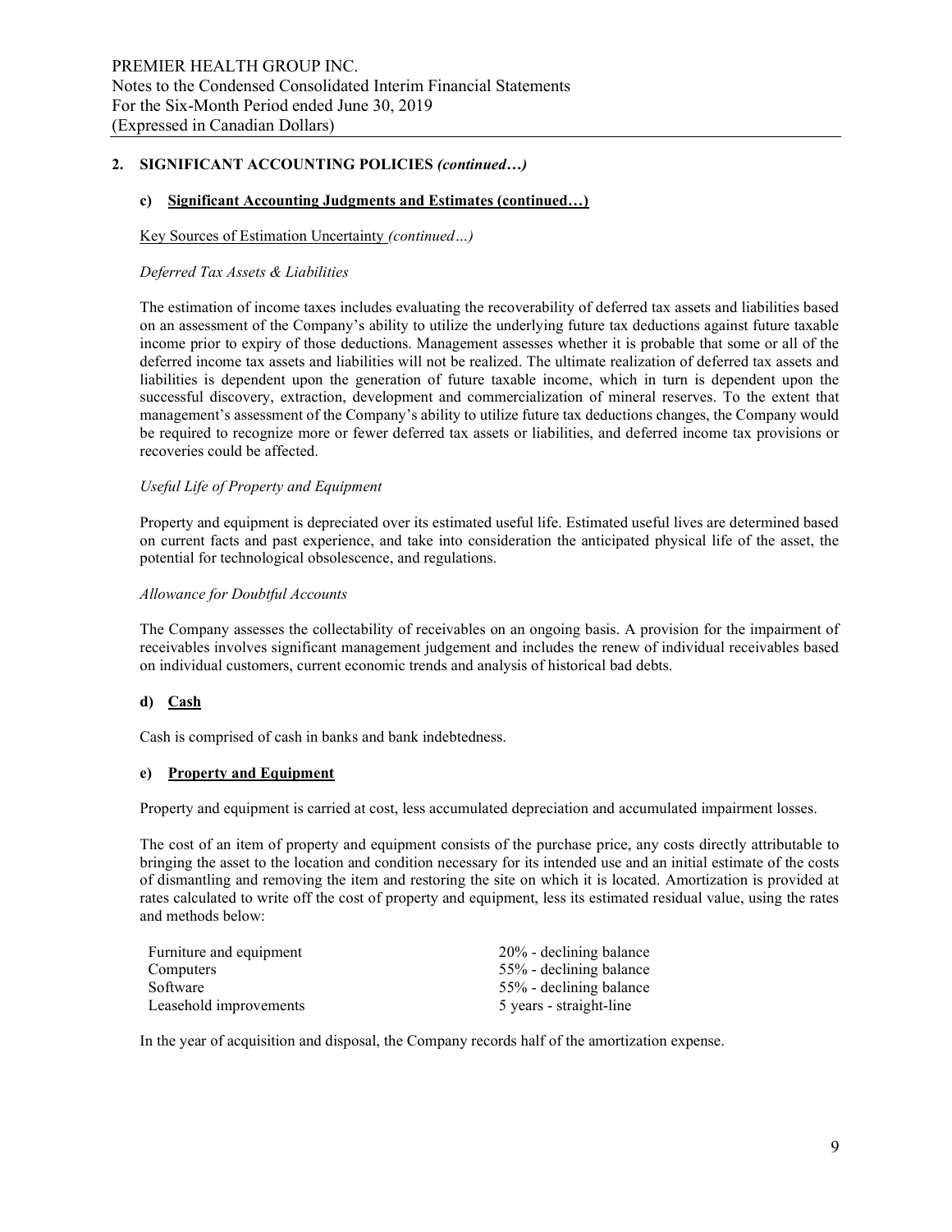## 2. SIGNIFICANT ACCOUNTING POLICIES *(continued…)*

### c) Significant Accounting Judgments and Estimates (continued…)

Key Sources of Estimation Uncertainty *(continued…)*

*Deferred Tax Assets & Liabilities*

The estimation of income taxes includes evaluating the recoverability of deferred tax assets and liabilities based on an assessment of the Company's ability to utilize the underlying future tax deductions against future taxable income prior to expiry of those deductions. Management assesses whether it is probable that some or all of the deferred income tax assets and liabilities will not be realized. The ultimate realization of deferred tax assets and liabilities is dependent upon the generation of future taxable income, which in turn is dependent upon the successful discovery, extraction, development and commercialization of mineral reserves. To the extent that management's assessment of the Company's ability to utilize future tax deductions changes, the Company would be required to recognize more or fewer deferred tax assets or liabilities, and deferred income tax provisions or recoveries could be affected.

*Useful Life of Property and Equipment*

Property and equipment is depreciated over its estimated useful life. Estimated useful lives are determined based on current facts and past experience, and take into consideration the anticipated physical life of the asset, the potential for technological obsolescence, and regulations.

*Allowance for Doubtful Accounts*

The Company assesses the collectability of receivables on an ongoing basis. A provision for the impairment of receivables involves significant management judgement and includes the renew of individual receivables based on individual customers, current economic trends and analysis of historical bad debts.

### d) Cash

Cash is comprised of cash in banks and bank indebtedness.

### e) Property and Equipment

Property and equipment is carried at cost, less accumulated depreciation and accumulated impairment losses.

The cost of an item of property and equipment consists of the purchase price, any costs directly attributable to bringing the asset to the location and condition necessary for its intended use and an initial estimate of the costs of dismantling and removing the item and restoring the site on which it is located. Amortization is provided at rates calculated to write off the cost of property and equipment, less its estimated residual value, using the rates and methods below:

| | |
|---|---|
| Furniture and equipment | 20% - declining balance |
| Computers | 55% - declining balance |
| Software | 55% - declining balance |
| Leasehold improvements | 5 years - straight-line |

In the year of acquisition and disposal, the Company records half of the amortization expense.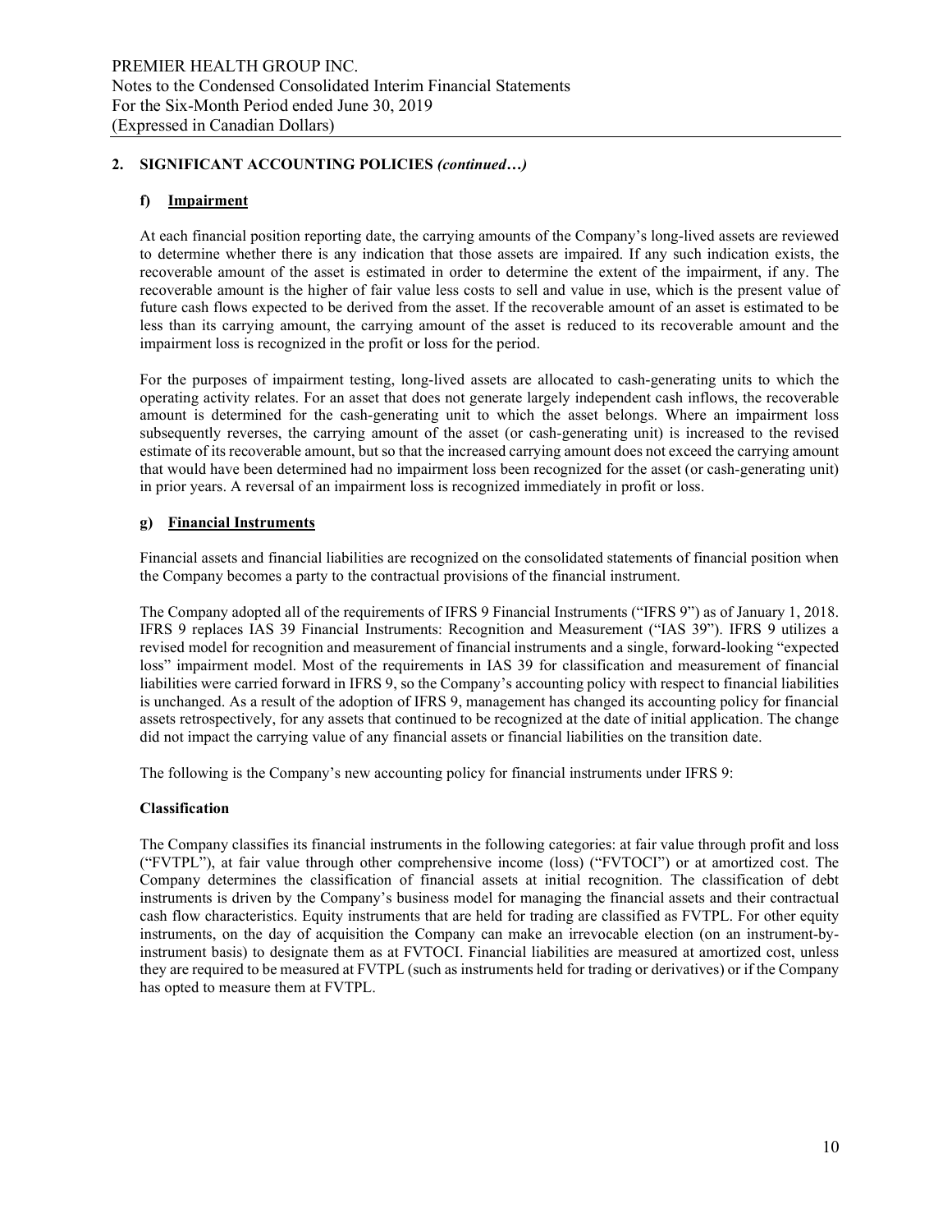## 2. SIGNIFICANT ACCOUNTING POLICIES *(continued…)*

### f) Impairment

At each financial position reporting date, the carrying amounts of the Company's long-lived assets are reviewed to determine whether there is any indication that those assets are impaired. If any such indication exists, the recoverable amount of the asset is estimated in order to determine the extent of the impairment, if any. The recoverable amount is the higher of fair value less costs to sell and value in use, which is the present value of future cash flows expected to be derived from the asset. If the recoverable amount of an asset is estimated to be less than its carrying amount, the carrying amount of the asset is reduced to its recoverable amount and the impairment loss is recognized in the profit or loss for the period.

For the purposes of impairment testing, long-lived assets are allocated to cash-generating units to which the operating activity relates. For an asset that does not generate largely independent cash inflows, the recoverable amount is determined for the cash-generating unit to which the asset belongs. Where an impairment loss subsequently reverses, the carrying amount of the asset (or cash-generating unit) is increased to the revised estimate of its recoverable amount, but so that the increased carrying amount does not exceed the carrying amount that would have been determined had no impairment loss been recognized for the asset (or cash-generating unit) in prior years. A reversal of an impairment loss is recognized immediately in profit or loss.

### g) Financial Instruments

Financial assets and financial liabilities are recognized on the consolidated statements of financial position when the Company becomes a party to the contractual provisions of the financial instrument.

The Company adopted all of the requirements of IFRS 9 Financial Instruments ("IFRS 9") as of January 1, 2018. IFRS 9 replaces IAS 39 Financial Instruments: Recognition and Measurement ("IAS 39"). IFRS 9 utilizes a revised model for recognition and measurement of financial instruments and a single, forward-looking "expected loss" impairment model. Most of the requirements in IAS 39 for classification and measurement of financial liabilities were carried forward in IFRS 9, so the Company's accounting policy with respect to financial liabilities is unchanged. As a result of the adoption of IFRS 9, management has changed its accounting policy for financial assets retrospectively, for any assets that continued to be recognized at the date of initial application. The change did not impact the carrying value of any financial assets or financial liabilities on the transition date.

The following is the Company's new accounting policy for financial instruments under IFRS 9:

**Classification**

The Company classifies its financial instruments in the following categories: at fair value through profit and loss ("FVTPL"), at fair value through other comprehensive income (loss) ("FVTOCI") or at amortized cost. The Company determines the classification of financial assets at initial recognition. The classification of debt instruments is driven by the Company's business model for managing the financial assets and their contractual cash flow characteristics. Equity instruments that are held for trading are classified as FVTPL. For other equity instruments, on the day of acquisition the Company can make an irrevocable election (on an instrument-by-instrument basis) to designate them as at FVTOCI. Financial liabilities are measured at amortized cost, unless they are required to be measured at FVTPL (such as instruments held for trading or derivatives) or if the Company has opted to measure them at FVTPL.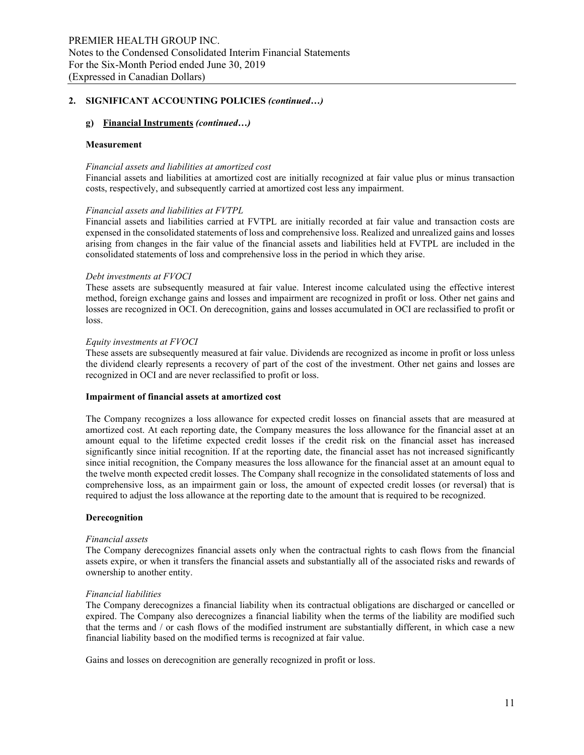## 2. SIGNIFICANT ACCOUNTING POLICIES *(continued…)*

### g) Financial Instruments *(continued…)*

**Measurement**

*Financial assets and liabilities at amortized cost*
Financial assets and liabilities at amortized cost are initially recognized at fair value plus or minus transaction costs, respectively, and subsequently carried at amortized cost less any impairment.

*Financial assets and liabilities at FVTPL*
Financial assets and liabilities carried at FVTPL are initially recorded at fair value and transaction costs are expensed in the consolidated statements of loss and comprehensive loss. Realized and unrealized gains and losses arising from changes in the fair value of the financial assets and liabilities held at FVTPL are included in the consolidated statements of loss and comprehensive loss in the period in which they arise.

*Debt investments at FVOCI*
These assets are subsequently measured at fair value. Interest income calculated using the effective interest method, foreign exchange gains and losses and impairment are recognized in profit or loss. Other net gains and losses are recognized in OCI. On derecognition, gains and losses accumulated in OCI are reclassified to profit or loss.

*Equity investments at FVOCI*
These assets are subsequently measured at fair value. Dividends are recognized as income in profit or loss unless the dividend clearly represents a recovery of part of the cost of the investment. Other net gains and losses are recognized in OCI and are never reclassified to profit or loss.

**Impairment of financial assets at amortized cost**

The Company recognizes a loss allowance for expected credit losses on financial assets that are measured at amortized cost. At each reporting date, the Company measures the loss allowance for the financial asset at an amount equal to the lifetime expected credit losses if the credit risk on the financial asset has increased significantly since initial recognition. If at the reporting date, the financial asset has not increased significantly since initial recognition, the Company measures the loss allowance for the financial asset at an amount equal to the twelve month expected credit losses. The Company shall recognize in the consolidated statements of loss and comprehensive loss, as an impairment gain or loss, the amount of expected credit losses (or reversal) that is required to adjust the loss allowance at the reporting date to the amount that is required to be recognized.

**Derecognition**

*Financial assets*
The Company derecognizes financial assets only when the contractual rights to cash flows from the financial assets expire, or when it transfers the financial assets and substantially all of the associated risks and rewards of ownership to another entity.

*Financial liabilities*
The Company derecognizes a financial liability when its contractual obligations are discharged or cancelled or expired. The Company also derecognizes a financial liability when the terms of the liability are modified such that the terms and / or cash flows of the modified instrument are substantially different, in which case a new financial liability based on the modified terms is recognized at fair value.

Gains and losses on derecognition are generally recognized in profit or loss.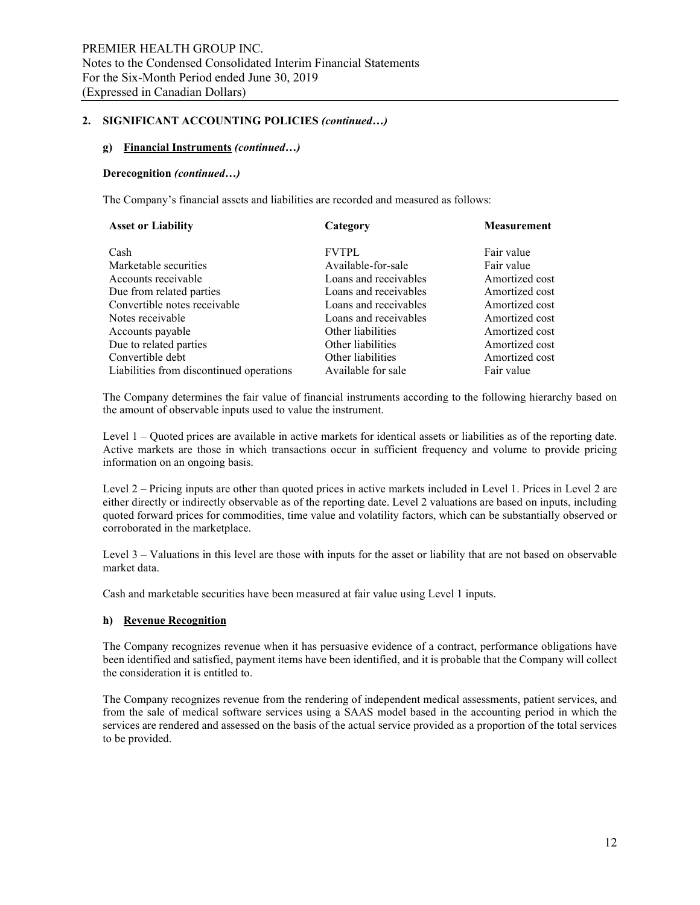## 2. SIGNIFICANT ACCOUNTING POLICIES *(continued…)*

### g) Financial Instruments *(continued…)*

**Derecognition** ***(continued…)***

The Company's financial assets and liabilities are recorded and measured as follows:

| Asset or Liability | Category | Measurement |
|---|---|---|
| Cash | FVTPL | Fair value |
| Marketable securities | Available-for-sale | Fair value |
| Accounts receivable | Loans and receivables | Amortized cost |
| Due from related parties | Loans and receivables | Amortized cost |
| Convertible notes receivable | Loans and receivables | Amortized cost |
| Notes receivable | Loans and receivables | Amortized cost |
| Accounts payable | Other liabilities | Amortized cost |
| Due to related parties | Other liabilities | Amortized cost |
| Convertible debt | Other liabilities | Amortized cost |
| Liabilities from discontinued operations | Available for sale | Fair value |

The Company determines the fair value of financial instruments according to the following hierarchy based on the amount of observable inputs used to value the instrument.

Level 1 – Quoted prices are available in active markets for identical assets or liabilities as of the reporting date. Active markets are those in which transactions occur in sufficient frequency and volume to provide pricing information on an ongoing basis.

Level 2 – Pricing inputs are other than quoted prices in active markets included in Level 1. Prices in Level 2 are either directly or indirectly observable as of the reporting date. Level 2 valuations are based on inputs, including quoted forward prices for commodities, time value and volatility factors, which can be substantially observed or corroborated in the marketplace.

Level 3 – Valuations in this level are those with inputs for the asset or liability that are not based on observable market data.

Cash and marketable securities have been measured at fair value using Level 1 inputs.

### h) Revenue Recognition

The Company recognizes revenue when it has persuasive evidence of a contract, performance obligations have been identified and satisfied, payment items have been identified, and it is probable that the Company will collect the consideration it is entitled to.

The Company recognizes revenue from the rendering of independent medical assessments, patient services, and from the sale of medical software services using a SAAS model based in the accounting period in which the services are rendered and assessed on the basis of the actual service provided as a proportion of the total services to be provided.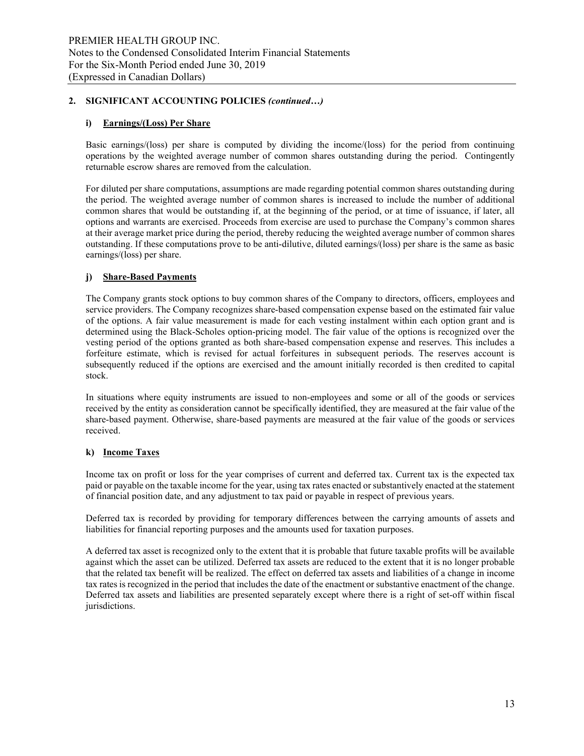## 2. SIGNIFICANT ACCOUNTING POLICIES *(continued…)*

### i) Earnings/(Loss) Per Share

Basic earnings/(loss) per share is computed by dividing the income/(loss) for the period from continuing operations by the weighted average number of common shares outstanding during the period. Contingently returnable escrow shares are removed from the calculation.

For diluted per share computations, assumptions are made regarding potential common shares outstanding during the period. The weighted average number of common shares is increased to include the number of additional common shares that would be outstanding if, at the beginning of the period, or at time of issuance, if later, all options and warrants are exercised. Proceeds from exercise are used to purchase the Company's common shares at their average market price during the period, thereby reducing the weighted average number of common shares outstanding. If these computations prove to be anti-dilutive, diluted earnings/(loss) per share is the same as basic earnings/(loss) per share.

### j) Share-Based Payments

The Company grants stock options to buy common shares of the Company to directors, officers, employees and service providers. The Company recognizes share-based compensation expense based on the estimated fair value of the options. A fair value measurement is made for each vesting instalment within each option grant and is determined using the Black-Scholes option-pricing model. The fair value of the options is recognized over the vesting period of the options granted as both share-based compensation expense and reserves. This includes a forfeiture estimate, which is revised for actual forfeitures in subsequent periods. The reserves account is subsequently reduced if the options are exercised and the amount initially recorded is then credited to capital stock.

In situations where equity instruments are issued to non-employees and some or all of the goods or services received by the entity as consideration cannot be specifically identified, they are measured at the fair value of the share-based payment. Otherwise, share-based payments are measured at the fair value of the goods or services received.

### k) Income Taxes

Income tax on profit or loss for the year comprises of current and deferred tax. Current tax is the expected tax paid or payable on the taxable income for the year, using tax rates enacted or substantively enacted at the statement of financial position date, and any adjustment to tax paid or payable in respect of previous years.

Deferred tax is recorded by providing for temporary differences between the carrying amounts of assets and liabilities for financial reporting purposes and the amounts used for taxation purposes.

A deferred tax asset is recognized only to the extent that it is probable that future taxable profits will be available against which the asset can be utilized. Deferred tax assets are reduced to the extent that it is no longer probable that the related tax benefit will be realized. The effect on deferred tax assets and liabilities of a change in income tax rates is recognized in the period that includes the date of the enactment or substantive enactment of the change. Deferred tax assets and liabilities are presented separately except where there is a right of set-off within fiscal jurisdictions.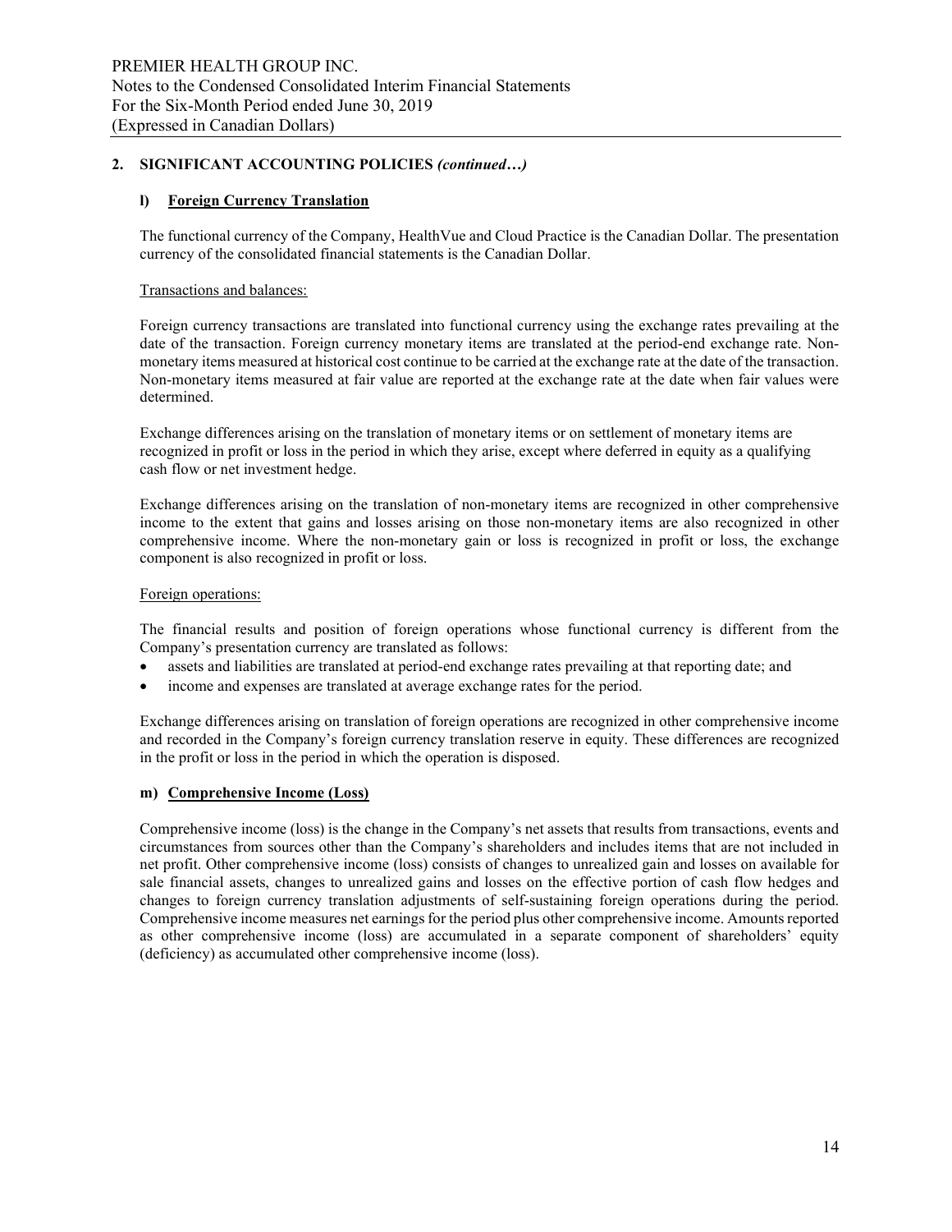## 2. SIGNIFICANT ACCOUNTING POLICIES *(continued…)*

### l) Foreign Currency Translation

The functional currency of the Company, HealthVue and Cloud Practice is the Canadian Dollar. The presentation currency of the consolidated financial statements is the Canadian Dollar.

Transactions and balances:

Foreign currency transactions are translated into functional currency using the exchange rates prevailing at the date of the transaction. Foreign currency monetary items are translated at the period-end exchange rate. Non-monetary items measured at historical cost continue to be carried at the exchange rate at the date of the transaction. Non-monetary items measured at fair value are reported at the exchange rate at the date when fair values were determined.

Exchange differences arising on the translation of monetary items or on settlement of monetary items are recognized in profit or loss in the period in which they arise, except where deferred in equity as a qualifying cash flow or net investment hedge.

Exchange differences arising on the translation of non-monetary items are recognized in other comprehensive income to the extent that gains and losses arising on those non-monetary items are also recognized in other comprehensive income. Where the non-monetary gain or loss is recognized in profit or loss, the exchange component is also recognized in profit or loss.

Foreign operations:

The financial results and position of foreign operations whose functional currency is different from the Company's presentation currency are translated as follows:

- assets and liabilities are translated at period-end exchange rates prevailing at that reporting date; and
- income and expenses are translated at average exchange rates for the period.

Exchange differences arising on translation of foreign operations are recognized in other comprehensive income and recorded in the Company's foreign currency translation reserve in equity. These differences are recognized in the profit or loss in the period in which the operation is disposed.

### m) Comprehensive Income (Loss)

Comprehensive income (loss) is the change in the Company's net assets that results from transactions, events and circumstances from sources other than the Company's shareholders and includes items that are not included in net profit. Other comprehensive income (loss) consists of changes to unrealized gain and losses on available for sale financial assets, changes to unrealized gains and losses on the effective portion of cash flow hedges and changes to foreign currency translation adjustments of self-sustaining foreign operations during the period. Comprehensive income measures net earnings for the period plus other comprehensive income. Amounts reported as other comprehensive income (loss) are accumulated in a separate component of shareholders' equity (deficiency) as accumulated other comprehensive income (loss).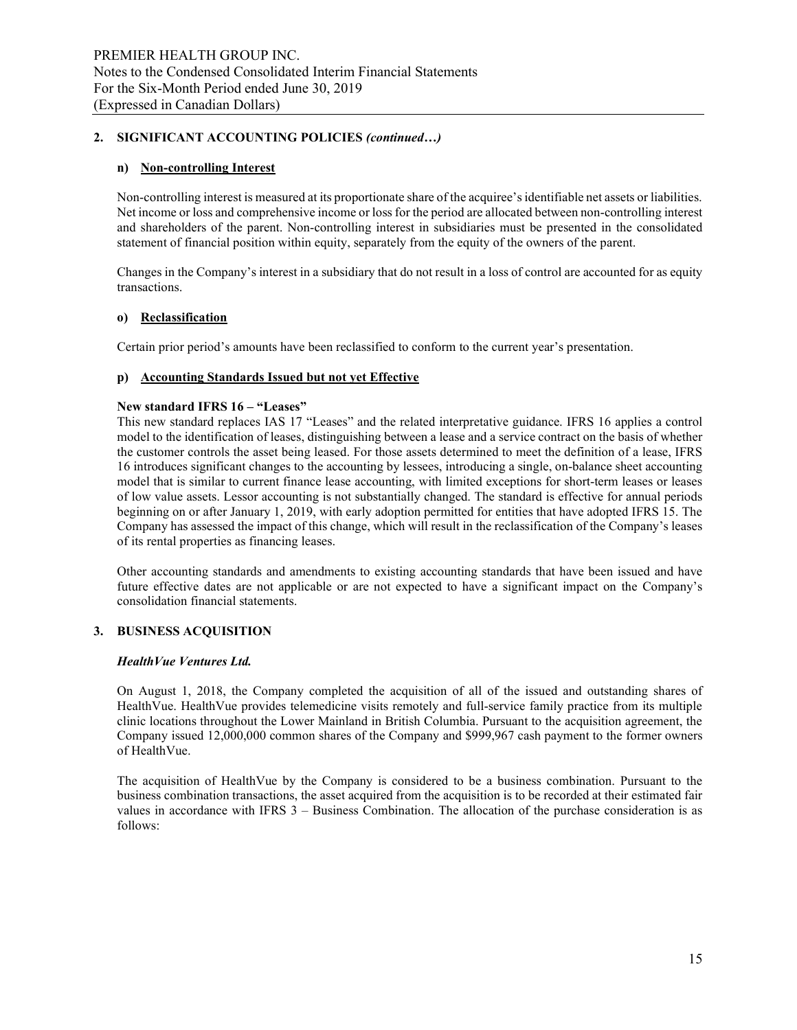## 2. SIGNIFICANT ACCOUNTING POLICIES *(continued…)*

### n) Non-controlling Interest

Non-controlling interest is measured at its proportionate share of the acquiree's identifiable net assets or liabilities. Net income or loss and comprehensive income or loss for the period are allocated between non-controlling interest and shareholders of the parent. Non-controlling interest in subsidiaries must be presented in the consolidated statement of financial position within equity, separately from the equity of the owners of the parent.

Changes in the Company's interest in a subsidiary that do not result in a loss of control are accounted for as equity transactions.

### o) Reclassification

Certain prior period's amounts have been reclassified to conform to the current year's presentation.

### p) Accounting Standards Issued but not yet Effective

**New standard IFRS 16 – "Leases"**

This new standard replaces IAS 17 "Leases" and the related interpretative guidance. IFRS 16 applies a control model to the identification of leases, distinguishing between a lease and a service contract on the basis of whether the customer controls the asset being leased. For those assets determined to meet the definition of a lease, IFRS 16 introduces significant changes to the accounting by lessees, introducing a single, on-balance sheet accounting model that is similar to current finance lease accounting, with limited exceptions for short-term leases or leases of low value assets. Lessor accounting is not substantially changed. The standard is effective for annual periods beginning on or after January 1, 2019, with early adoption permitted for entities that have adopted IFRS 15. The Company has assessed the impact of this change, which will result in the reclassification of the Company's leases of its rental properties as financing leases.

Other accounting standards and amendments to existing accounting standards that have been issued and have future effective dates are not applicable or are not expected to have a significant impact on the Company's consolidation financial statements.

## 3. BUSINESS ACQUISITION

***HealthVue Ventures Ltd.***

On August 1, 2018, the Company completed the acquisition of all of the issued and outstanding shares of HealthVue. HealthVue provides telemedicine visits remotely and full-service family practice from its multiple clinic locations throughout the Lower Mainland in British Columbia. Pursuant to the acquisition agreement, the Company issued 12,000,000 common shares of the Company and $999,967 cash payment to the former owners of HealthVue.

The acquisition of HealthVue by the Company is considered to be a business combination. Pursuant to the business combination transactions, the asset acquired from the acquisition is to be recorded at their estimated fair values in accordance with IFRS 3 – Business Combination. The allocation of the purchase consideration is as follows: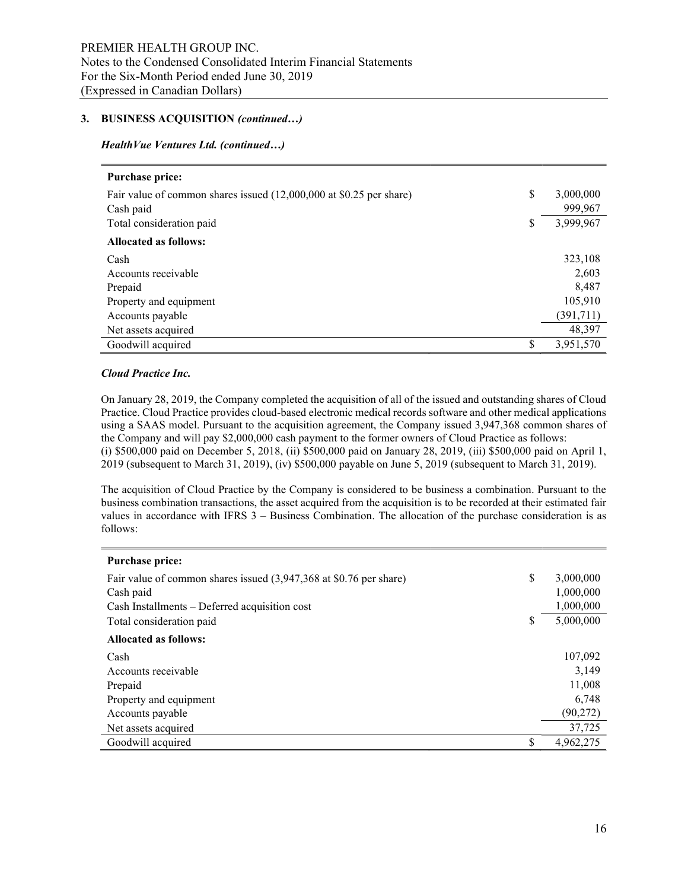### 3. BUSINESS ACQUISITION *(continued…)*

***HealthVue Ventures Ltd. (continued…)***

| | | |
|---|---|---|
| **Purchase price:** | | |
| Fair value of common shares issued (12,000,000 at $0.25 per share) | $ | 3,000,000 |
| Cash paid | | 999,967 |
| Total consideration paid | $ | 3,999,967 |
| **Allocated as follows:** | | |
| Cash | | 323,108 |
| Accounts receivable | | 2,603 |
| Prepaid | | 8,487 |
| Property and equipment | | 105,910 |
| Accounts payable | | (391,711) |
| Net assets acquired | | 48,397 |
| Goodwill acquired | $ | 3,951,570 |

***Cloud Practice Inc.***

On January 28, 2019, the Company completed the acquisition of all of the issued and outstanding shares of Cloud Practice. Cloud Practice provides cloud-based electronic medical records software and other medical applications using a SAAS model. Pursuant to the acquisition agreement, the Company issued 3,947,368 common shares of the Company and will pay $2,000,000 cash payment to the former owners of Cloud Practice as follows:
(i) $500,000 paid on December 5, 2018, (ii) $500,000 paid on January 28, 2019, (iii) $500,000 paid on April 1, 2019 (subsequent to March 31, 2019), (iv) $500,000 payable on June 5, 2019 (subsequent to March 31, 2019).

The acquisition of Cloud Practice by the Company is considered to be business a combination. Pursuant to the business combination transactions, the asset acquired from the acquisition is to be recorded at their estimated fair values in accordance with IFRS 3 – Business Combination. The allocation of the purchase consideration is as follows:

| | | |
|---|---|---|
| **Purchase price:** | | |
| Fair value of common shares issued (3,947,368 at $0.76 per share) | $ | 3,000,000 |
| Cash paid | | 1,000,000 |
| Cash Installments – Deferred acquisition cost | | 1,000,000 |
| Total consideration paid | $ | 5,000,000 |
| **Allocated as follows:** | | |
| Cash | | 107,092 |
| Accounts receivable | | 3,149 |
| Prepaid | | 11,008 |
| Property and equipment | | 6,748 |
| Accounts payable | | (90,272) |
| Net assets acquired | | 37,725 |
| Goodwill acquired | $ | 4,962,275 |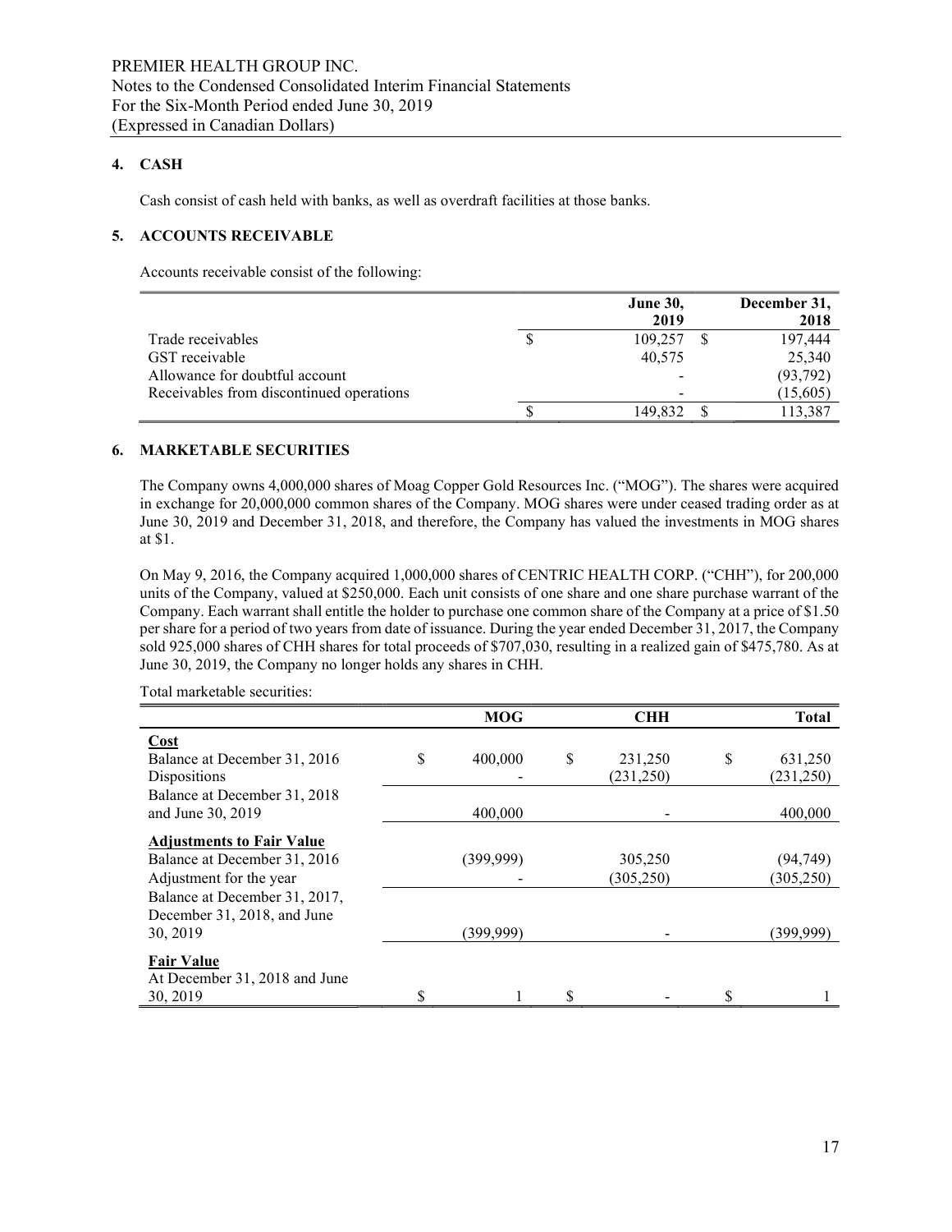## 4. CASH

Cash consist of cash held with banks, as well as overdraft facilities at those banks.

## 5. ACCOUNTS RECEIVABLE

Accounts receivable consist of the following:

| | June 30, 2019 | December 31, 2018 |
|---|---|---|
| Trade receivables | $ 109,257 | $ 197,444 |
| GST receivable | 40,575 | 25,340 |
| Allowance for doubtful account | - | (93,792) |
| Receivables from discontinued operations | - | (15,605) |
| | $ 149,832 | $ 113,387 |

## 6. MARKETABLE SECURITIES

The Company owns 4,000,000 shares of Moag Copper Gold Resources Inc. ("MOG"). The shares were acquired in exchange for 20,000,000 common shares of the Company. MOG shares were under ceased trading order as at June 30, 2019 and December 31, 2018, and therefore, the Company has valued the investments in MOG shares at $1.

On May 9, 2016, the Company acquired 1,000,000 shares of CENTRIC HEALTH CORP. ("CHH"), for 200,000 units of the Company, valued at $250,000. Each unit consists of one share and one share purchase warrant of the Company. Each warrant shall entitle the holder to purchase one common share of the Company at a price of $1.50 per share for a period of two years from date of issuance. During the year ended December 31, 2017, the Company sold 925,000 shares of CHH shares for total proceeds of $707,030, resulting in a realized gain of $475,780. As at June 30, 2019, the Company no longer holds any shares in CHH.

Total marketable securities:

| | MOG | CHH | Total |
|---|---|---|---|
| **Cost** | | | |
| Balance at December 31, 2016 | $ 400,000 | $ 231,250 | $ 631,250 |
| Dispositions | - | (231,250) | (231,250) |
| Balance at December 31, 2018 and June 30, 2019 | 400,000 | - | 400,000 |
| **Adjustments to Fair Value** | | | |
| Balance at December 31, 2016 | (399,999) | 305,250 | (94,749) |
| Adjustment for the year | - | (305,250) | (305,250) |
| Balance at December 31, 2017, December 31, 2018, and June 30, 2019 | (399,999) | - | (399,999) |
| **Fair Value** | | | |
| At December 31, 2018 and June 30, 2019 | $ 1 | $ - | $ 1 |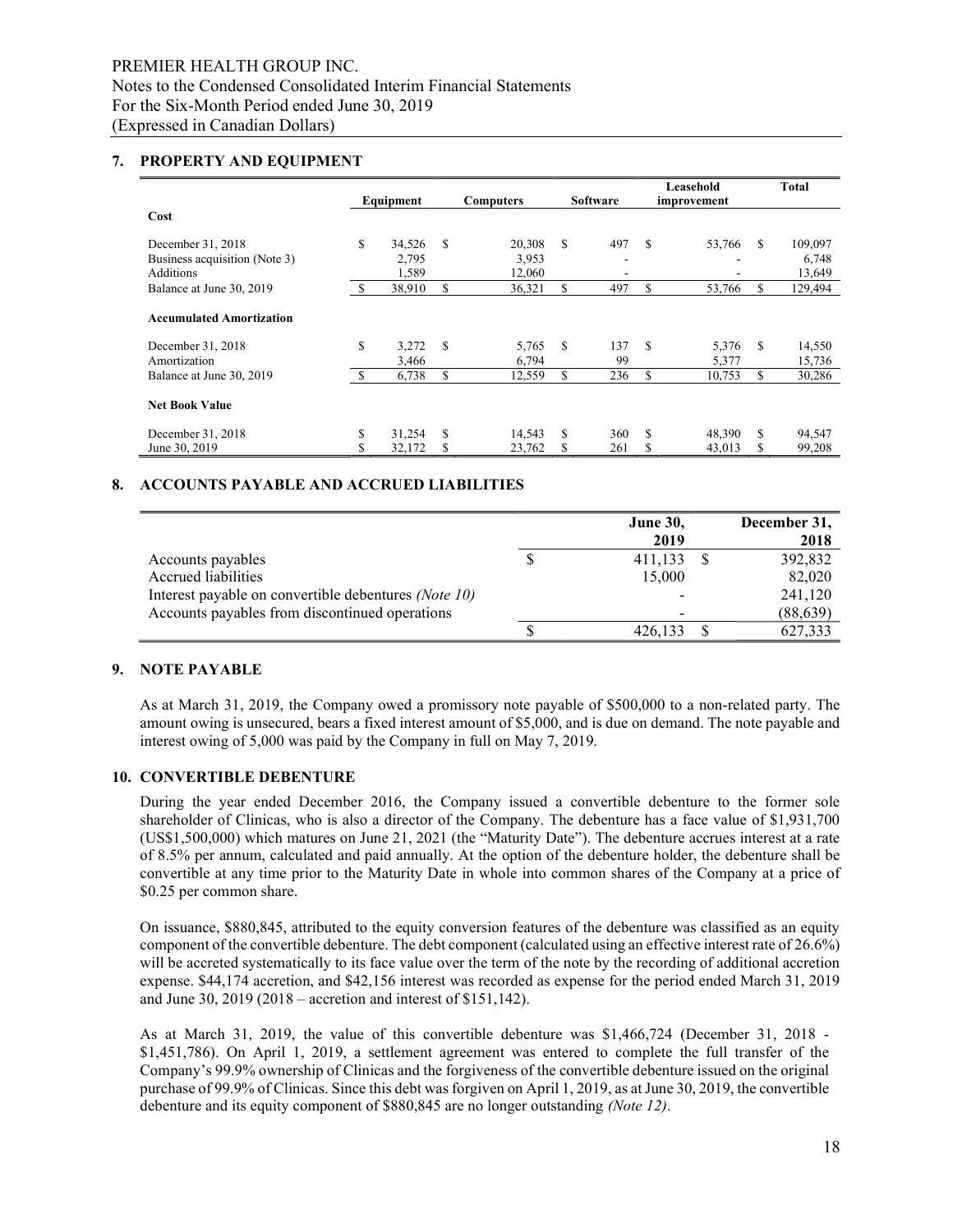## 7. PROPERTY AND EQUIPMENT

| | Equipment | Computers | Software | Leasehold improvement | Total |
|---|---|---|---|---|---|
| **Cost** | | | | | |
| December 31, 2018 | $ 34,526 | $ 20,308 | $ 497 | $ 53,766 | $ 109,097 |
| Business acquisition (Note 3) | 2,795 | 3,953 | - | - | 6,748 |
| Additions | 1,589 | 12,060 | - | - | 13,649 |
| Balance at June 30, 2019 | $ 38,910 | $ 36,321 | $ 497 | $ 53,766 | $ 129,494 |
| **Accumulated Amortization** | | | | | |
| December 31, 2018 | $ 3,272 | $ 5,765 | $ 137 | $ 5,376 | $ 14,550 |
| Amortization | 3,466 | 6,794 | 99 | 5,377 | 15,736 |
| Balance at June 30, 2019 | $ 6,738 | $ 12,559 | $ 236 | $ 10,753 | $ 30,286 |
| **Net Book Value** | | | | | |
| December 31, 2018 | $ 31,254 | $ 14,543 | $ 360 | $ 48,390 | $ 94,547 |
| June 30, 2019 | $ 32,172 | $ 23,762 | $ 261 | $ 43,013 | $ 99,208 |

## 8. ACCOUNTS PAYABLE AND ACCRUED LIABILITIES

| | June 30, 2019 | December 31, 2018 |
|---|---|---|
| Accounts payables | $ 411,133 | $ 392,832 |
| Accrued liabilities | 15,000 | 82,020 |
| Interest payable on convertible debentures *(Note 10)* | - | 241,120 |
| Accounts payables from discontinued operations | - | (88,639) |
| | $ 426,133 | $ 627,333 |

## 9. NOTE PAYABLE

As at March 31, 2019, the Company owed a promissory note payable of $500,000 to a non-related party. The amount owing is unsecured, bears a fixed interest amount of $5,000, and is due on demand. The note payable and interest owing of 5,000 was paid by the Company in full on May 7, 2019.

## 10. CONVERTIBLE DEBENTURE

During the year ended December 2016, the Company issued a convertible debenture to the former sole shareholder of Clinicas, who is also a director of the Company. The debenture has a face value of $1,931,700 (US$1,500,000) which matures on June 21, 2021 (the "Maturity Date"). The debenture accrues interest at a rate of 8.5% per annum, calculated and paid annually. At the option of the debenture holder, the debenture shall be convertible at any time prior to the Maturity Date in whole into common shares of the Company at a price of $0.25 per common share.

On issuance, $880,845, attributed to the equity conversion features of the debenture was classified as an equity component of the convertible debenture. The debt component (calculated using an effective interest rate of 26.6%) will be accreted systematically to its face value over the term of the note by the recording of additional accretion expense. $44,174 accretion, and $42,156 interest was recorded as expense for the period ended March 31, 2019 and June 30, 2019 (2018 – accretion and interest of $151,142).

As at March 31, 2019, the value of this convertible debenture was $1,466,724 (December 31, 2018 - $1,451,786). On April 1, 2019, a settlement agreement was entered to complete the full transfer of the Company's 99.9% ownership of Clinicas and the forgiveness of the convertible debenture issued on the original purchase of 99.9% of Clinicas. Since this debt was forgiven on April 1, 2019, as at June 30, 2019, the convertible debenture and its equity component of $880,845 are no longer outstanding *(Note 12)*.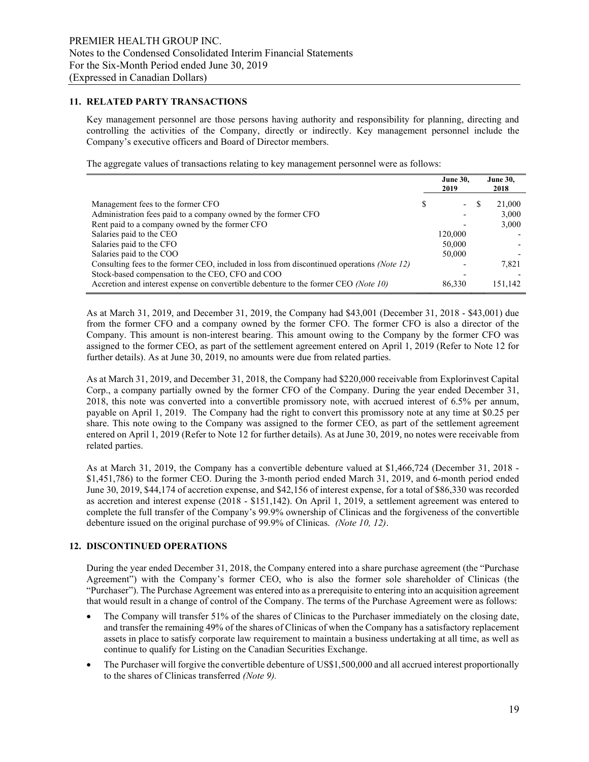## 11. RELATED PARTY TRANSACTIONS

Key management personnel are those persons having authority and responsibility for planning, directing and controlling the activities of the Company, directly or indirectly. Key management personnel include the Company's executive officers and Board of Director members.

The aggregate values of transactions relating to key management personnel were as follows:

| | June 30, 2019 | June 30, 2018 |
|---|---|---|
| Management fees to the former CFO | $ - | $ 21,000 |
| Administration fees paid to a company owned by the former CFO | - | 3,000 |
| Rent paid to a company owned by the former CFO | - | 3,000 |
| Salaries paid to the CEO | 120,000 | - |
| Salaries paid to the CFO | 50,000 | - |
| Salaries paid to the COO | 50,000 | - |
| Consulting fees to the former CEO, included in loss from discontinued operations *(Note 12)* | - | 7,821 |
| Stock-based compensation to the CEO, CFO and COO | - | - |
| Accretion and interest expense on convertible debenture to the former CEO *(Note 10)* | 86,330 | 151,142 |

As at March 31, 2019, and December 31, 2019, the Company had $43,001 (December 31, 2018 - $43,001) due from the former CFO and a company owned by the former CFO. The former CFO is also a director of the Company. This amount is non-interest bearing. This amount owing to the Company by the former CFO was assigned to the former CEO, as part of the settlement agreement entered on April 1, 2019 (Refer to Note 12 for further details). As at June 30, 2019, no amounts were due from related parties.

As at March 31, 2019, and December 31, 2018, the Company had $220,000 receivable from Explorinvest Capital Corp., a company partially owned by the former CFO of the Company. During the year ended December 31, 2018, this note was converted into a convertible promissory note, with accrued interest of 6.5% per annum, payable on April 1, 2019. The Company had the right to convert this promissory note at any time at $0.25 per share. This note owing to the Company was assigned to the former CEO, as part of the settlement agreement entered on April 1, 2019 (Refer to Note 12 for further details). As at June 30, 2019, no notes were receivable from related parties.

As at March 31, 2019, the Company has a convertible debenture valued at $1,466,724 (December 31, 2018 - $1,451,786) to the former CEO. During the 3-month period ended March 31, 2019, and 6-month period ended June 30, 2019, $44,174 of accretion expense, and $42,156 of interest expense, for a total of $86,330 was recorded as accretion and interest expense (2018 - $151,142). On April 1, 2019, a settlement agreement was entered to complete the full transfer of the Company's 99.9% ownership of Clinicas and the forgiveness of the convertible debenture issued on the original purchase of 99.9% of Clinicas. *(Note 10, 12)*.

## 12. DISCONTINUED OPERATIONS

During the year ended December 31, 2018, the Company entered into a share purchase agreement (the "Purchase Agreement") with the Company's former CEO, who is also the former sole shareholder of Clinicas (the "Purchaser"). The Purchase Agreement was entered into as a prerequisite to entering into an acquisition agreement that would result in a change of control of the Company. The terms of the Purchase Agreement were as follows:

- The Company will transfer 51% of the shares of Clinicas to the Purchaser immediately on the closing date, and transfer the remaining 49% of the shares of Clinicas of when the Company has a satisfactory replacement assets in place to satisfy corporate law requirement to maintain a business undertaking at all time, as well as continue to qualify for Listing on the Canadian Securities Exchange.
- The Purchaser will forgive the convertible debenture of US$1,500,000 and all accrued interest proportionally to the shares of Clinicas transferred *(Note 9).*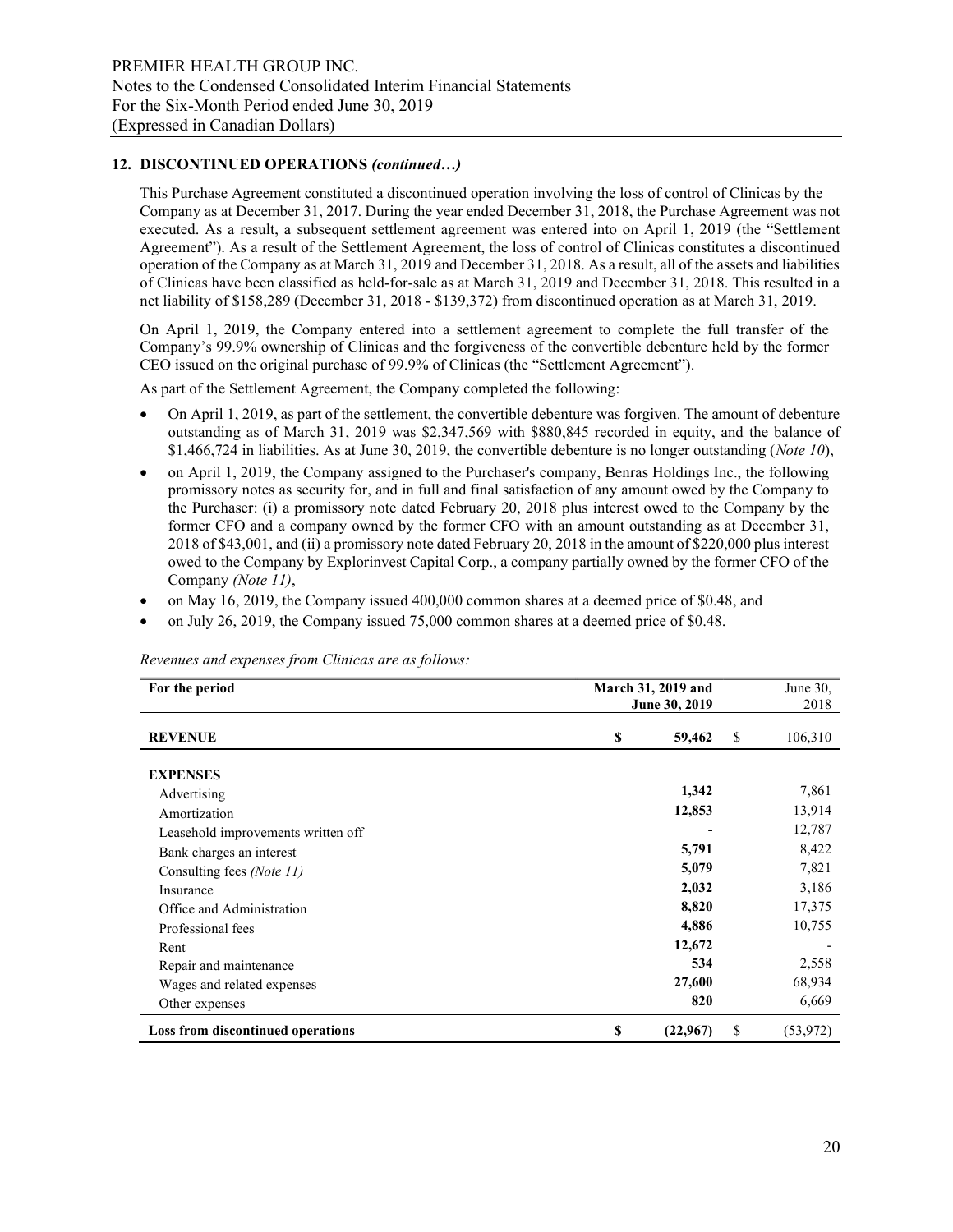**12. DISCONTINUED OPERATIONS *(continued…)***

This Purchase Agreement constituted a discontinued operation involving the loss of control of Clinicas by the Company as at December 31, 2017. During the year ended December 31, 2018, the Purchase Agreement was not executed. As a result, a subsequent settlement agreement was entered into on April 1, 2019 (the "Settlement Agreement"). As a result of the Settlement Agreement, the loss of control of Clinicas constitutes a discontinued operation of the Company as at March 31, 2019 and December 31, 2018. As a result, all of the assets and liabilities of Clinicas have been classified as held-for-sale as at March 31, 2019 and December 31, 2018. This resulted in a net liability of $158,289 (December 31, 2018 - $139,372) from discontinued operation as at March 31, 2019.

On April 1, 2019, the Company entered into a settlement agreement to complete the full transfer of the Company's 99.9% ownership of Clinicas and the forgiveness of the convertible debenture held by the former CEO issued on the original purchase of 99.9% of Clinicas (the "Settlement Agreement").

As part of the Settlement Agreement, the Company completed the following:

- On April 1, 2019, as part of the settlement, the convertible debenture was forgiven. The amount of debenture outstanding as of March 31, 2019 was $2,347,569 with $880,845 recorded in equity, and the balance of $1,466,724 in liabilities. As at June 30, 2019, the convertible debenture is no longer outstanding (*Note 10*),
- on April 1, 2019, the Company assigned to the Purchaser's company, Benras Holdings Inc., the following promissory notes as security for, and in full and final satisfaction of any amount owed by the Company to the Purchaser: (i) a promissory note dated February 20, 2018 plus interest owed to the Company by the former CFO and a company owned by the former CFO with an amount outstanding as at December 31, 2018 of $43,001, and (ii) a promissory note dated February 20, 2018 in the amount of $220,000 plus interest owed to the Company by Explorinvest Capital Corp., a company partially owned by the former CFO of the Company *(Note 11)*,
- on May 16, 2019, the Company issued 400,000 common shares at a deemed price of $0.48, and
- on July 26, 2019, the Company issued 75,000 common shares at a deemed price of $0.48.

*Revenues and expenses from Clinicas are as follows:*

| For the period | March 31, 2019 and June 30, 2019 | June 30, 2018 |
|---|---|---|
| **REVENUE** | **$ 59,462** | $ 106,310 |
| **EXPENSES** | | |
| Advertising | **1,342** | 7,861 |
| Amortization | **12,853** | 13,914 |
| Leasehold improvements written off | **-** | 12,787 |
| Bank charges an interest | **5,791** | 8,422 |
| Consulting fees *(Note 11)* | **5,079** | 7,821 |
| Insurance | **2,032** | 3,186 |
| Office and Administration | **8,820** | 17,375 |
| Professional fees | **4,886** | 10,755 |
| Rent | **12,672** | - |
| Repair and maintenance | **534** | 2,558 |
| Wages and related expenses | **27,600** | 68,934 |
| Other expenses | **820** | 6,669 |
| **Loss from discontinued operations** | **$ (22,967)** | $ (53,972) |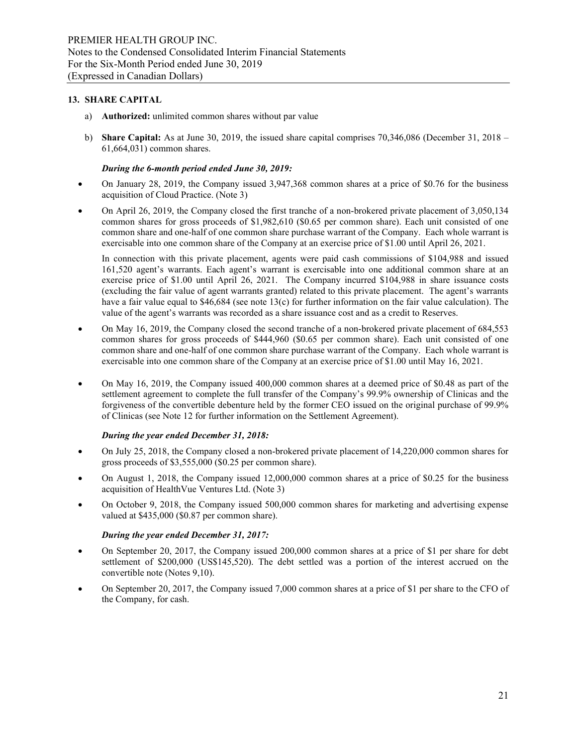## 13. SHARE CAPITAL

a) **Authorized:** unlimited common shares without par value

b) **Share Capital:** As at June 30, 2019, the issued share capital comprises 70,346,086 (December 31, 2018 – 61,664,031) common shares.

***During the 6-month period ended June 30, 2019:***

- On January 28, 2019, the Company issued 3,947,368 common shares at a price of $0.76 for the business acquisition of Cloud Practice. (Note 3)
- On April 26, 2019, the Company closed the first tranche of a non-brokered private placement of 3,050,134 common shares for gross proceeds of $1,982,610 ($0.65 per common share). Each unit consisted of one common share and one-half of one common share purchase warrant of the Company. Each whole warrant is exercisable into one common share of the Company at an exercise price of $1.00 until April 26, 2021.

  In connection with this private placement, agents were paid cash commissions of $104,988 and issued 161,520 agent's warrants. Each agent's warrants is exercisable into one additional common share at an exercise price of $1.00 until April 26, 2021. The Company incurred $104,988 in share issuance costs (excluding the fair value of agent warrants granted) related to this private placement. The agent's warrants have a fair value equal to $46,684 (see note 13(c) for further information on the fair value calculation). The value of the agent's warrants was recorded as a share issuance cost and as a credit to Reserves.
- On May 16, 2019, the Company closed the second tranche of a non-brokered private placement of 684,553 common shares for gross proceeds of $444,960 ($0.65 per common share). Each unit consisted of one common share and one-half of one common share purchase warrant of the Company. Each whole warrant is exercisable into one common share of the Company at an exercise price of $1.00 until May 16, 2021.
- On May 16, 2019, the Company issued 400,000 common shares at a deemed price of $0.48 as part of the settlement agreement to complete the full transfer of the Company's 99.9% ownership of Clinicas and the forgiveness of the convertible debenture held by the former CEO issued on the original purchase of 99.9% of Clinicas (see Note 12 for further information on the Settlement Agreement).

***During the year ended December 31, 2018:***

- On July 25, 2018, the Company closed a non-brokered private placement of 14,220,000 common shares for gross proceeds of $3,555,000 ($0.25 per common share).
- On August 1, 2018, the Company issued 12,000,000 common shares at a price of $0.25 for the business acquisition of HealthVue Ventures Ltd. (Note 3)
- On October 9, 2018, the Company issued 500,000 common shares for marketing and advertising expense valued at $435,000 ($0.87 per common share).

***During the year ended December 31, 2017:***

- On September 20, 2017, the Company issued 200,000 common shares at a price of $1 per share for debt settlement of $200,000 (US$145,520). The debt settled was a portion of the interest accrued on the convertible note (Notes 9,10).
- On September 20, 2017, the Company issued 7,000 common shares at a price of $1 per share to the CFO of the Company, for cash.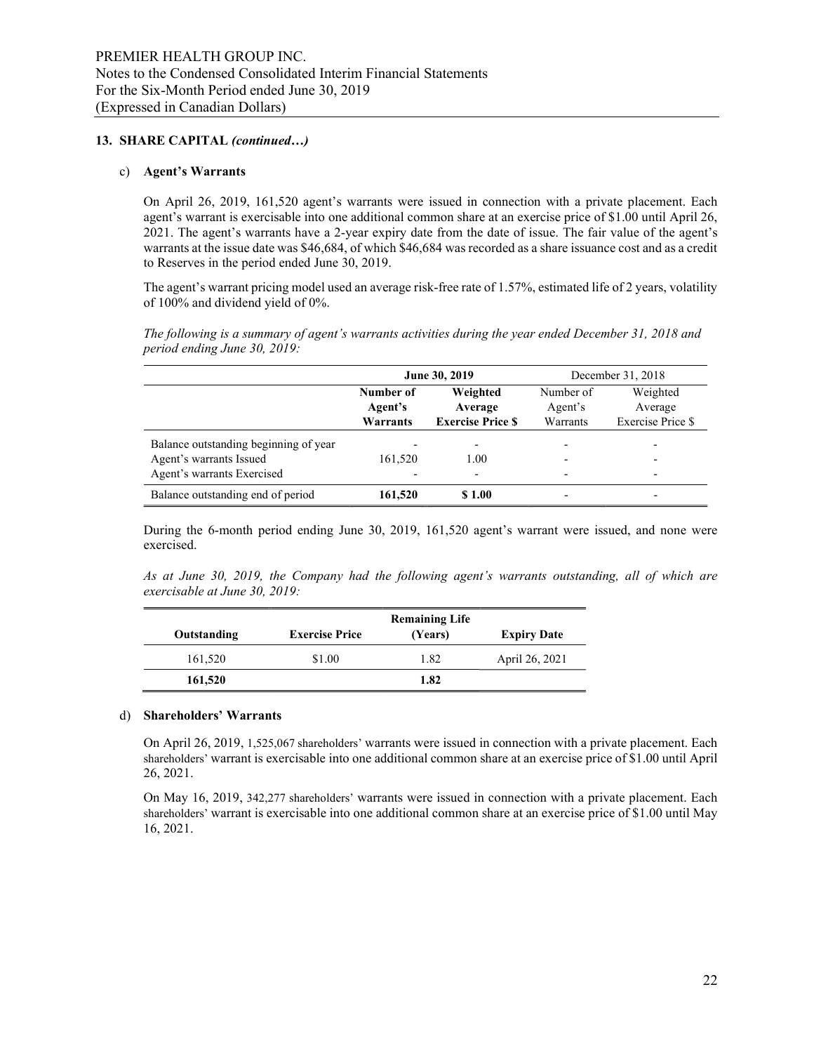### 13. SHARE CAPITAL *(continued…)*

c) **Agent's Warrants**

On April 26, 2019, 161,520 agent's warrants were issued in connection with a private placement. Each agent's warrant is exercisable into one additional common share at an exercise price of $1.00 until April 26, 2021. The agent's warrants have a 2-year expiry date from the date of issue. The fair value of the agent's warrants at the issue date was $46,684, of which $46,684 was recorded as a share issuance cost and as a credit to Reserves in the period ended June 30, 2019.

The agent's warrant pricing model used an average risk-free rate of 1.57%, estimated life of 2 years, volatility of 100% and dividend yield of 0%.

*The following is a summary of agent's warrants activities during the year ended December 31, 2018 and period ending June 30, 2019:*

| | **June 30, 2019** | | December 31, 2018 | |
|---|---|---|---|---|
| | **Number of Agent's Warrants** | **Weighted Average Exercise Price $** | Number of Agent's Warrants | Weighted Average Exercise Price $ |
| Balance outstanding beginning of year | - | - | - | - |
| Agent's warrants Issued | 161,520 | 1.00 | - | - |
| Agent's warrants Exercised | - | - | - | - |
| Balance outstanding end of period | **161,520** | **$ 1.00** | - | - |

During the 6-month period ending June 30, 2019, 161,520 agent's warrant were issued, and none were exercised.

*As at June 30, 2019, the Company had the following agent's warrants outstanding, all of which are exercisable at June 30, 2019:*

| Outstanding | Exercise Price | Remaining Life (Years) | Expiry Date |
|---|---|---|---|
| 161,520 | $1.00 | 1.82 | April 26, 2021 |
| **161,520** | | **1.82** | |

d) **Shareholders' Warrants**

On April 26, 2019, 1,525,067 shareholders' warrants were issued in connection with a private placement. Each shareholders' warrant is exercisable into one additional common share at an exercise price of $1.00 until April 26, 2021.

On May 16, 2019, 342,277 shareholders' warrants were issued in connection with a private placement. Each shareholders' warrant is exercisable into one additional common share at an exercise price of $1.00 until May 16, 2021.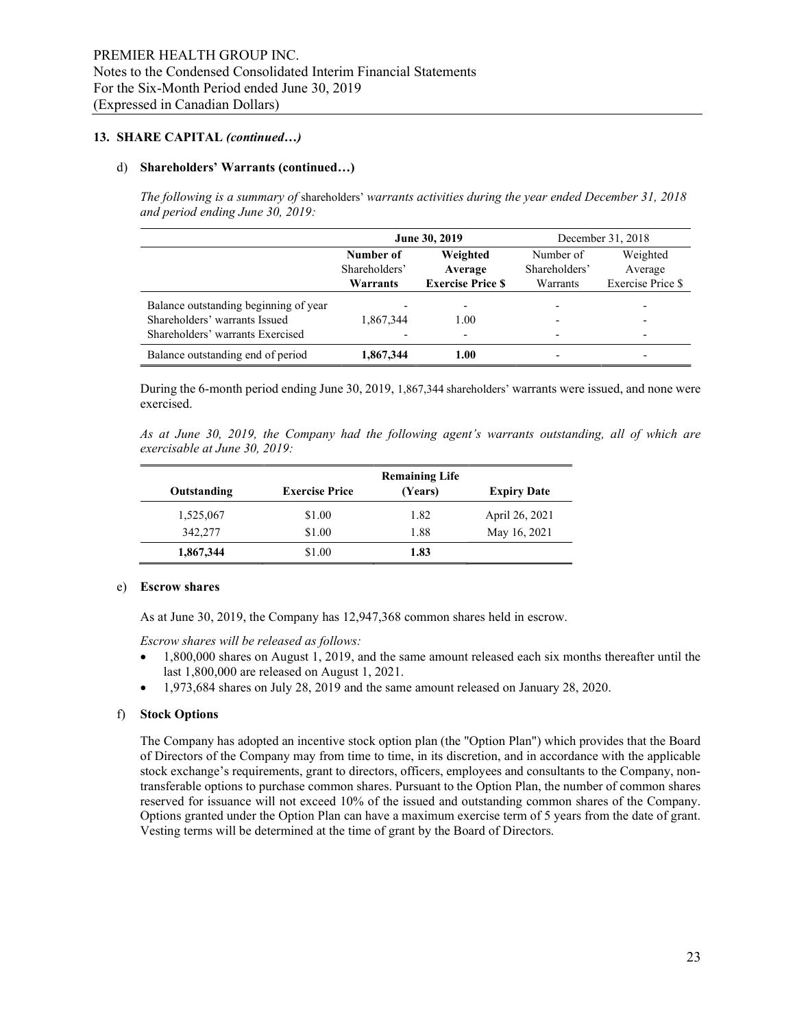## 13. SHARE CAPITAL *(continued…)*

### d) Shareholders' Warrants (continued…)

*The following is a summary of* shareholders' *warrants activities during the year ended December 31, 2018 and period ending June 30, 2019:*

| | June 30, 2019 | | December 31, 2018 | |
|---|---|---|---|---|
| | **Number of Shareholders' Warrants** | **Weighted Average Exercise Price $** | Number of Shareholders' Warrants | Weighted Average Exercise Price $ |
| Balance outstanding beginning of year | - | - | - | - |
| Shareholders' warrants Issued | 1,867,344 | 1.00 | - | - |
| Shareholders' warrants Exercised | - | - | - | - |
| Balance outstanding end of period | **1,867,344** | **1.00** | - | - |

During the 6-month period ending June 30, 2019, 1,867,344 shareholders' warrants were issued, and none were exercised.

*As at June 30, 2019, the Company had the following agent's warrants outstanding, all of which are exercisable at June 30, 2019:*

| Outstanding | Exercise Price | Remaining Life (Years) | Expiry Date |
|---|---|---|---|
| 1,525,067 | $1.00 | 1.82 | April 26, 2021 |
| 342,277 | $1.00 | 1.88 | May 16, 2021 |
| **1,867,344** | $1.00 | **1.83** | |

### e) Escrow shares

As at June 30, 2019, the Company has 12,947,368 common shares held in escrow.

*Escrow shares will be released as follows:*

- 1,800,000 shares on August 1, 2019, and the same amount released each six months thereafter until the last 1,800,000 are released on August 1, 2021.
- 1,973,684 shares on July 28, 2019 and the same amount released on January 28, 2020.

### f) Stock Options

The Company has adopted an incentive stock option plan (the "Option Plan") which provides that the Board of Directors of the Company may from time to time, in its discretion, and in accordance with the applicable stock exchange's requirements, grant to directors, officers, employees and consultants to the Company, non-transferable options to purchase common shares. Pursuant to the Option Plan, the number of common shares reserved for issuance will not exceed 10% of the issued and outstanding common shares of the Company. Options granted under the Option Plan can have a maximum exercise term of 5 years from the date of grant. Vesting terms will be determined at the time of grant by the Board of Directors.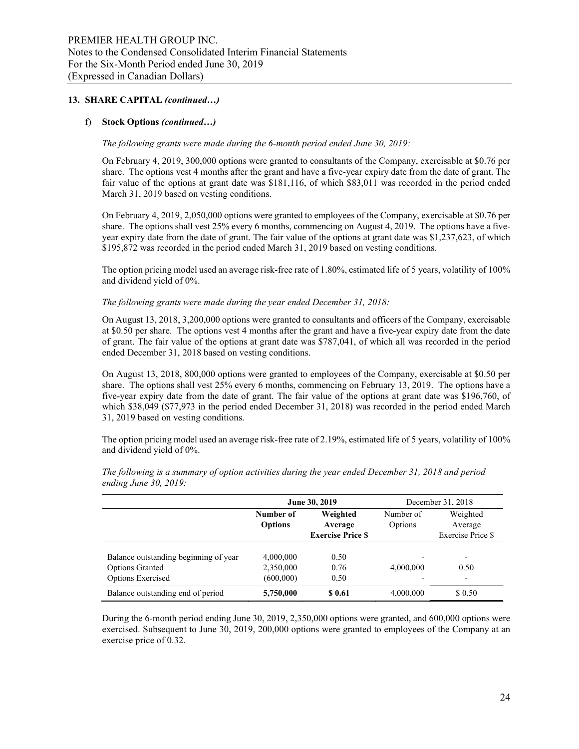## 13. SHARE CAPITAL *(continued…)*

### f) Stock Options *(continued…)*

*The following grants were made during the 6-month period ended June 30, 2019:*

On February 4, 2019, 300,000 options were granted to consultants of the Company, exercisable at $0.76 per share. The options vest 4 months after the grant and have a five-year expiry date from the date of grant. The fair value of the options at grant date was $181,116, of which $83,011 was recorded in the period ended March 31, 2019 based on vesting conditions.

On February 4, 2019, 2,050,000 options were granted to employees of the Company, exercisable at $0.76 per share. The options shall vest 25% every 6 months, commencing on August 4, 2019. The options have a five-year expiry date from the date of grant. The fair value of the options at grant date was $1,237,623, of which $195,872 was recorded in the period ended March 31, 2019 based on vesting conditions.

The option pricing model used an average risk-free rate of 1.80%, estimated life of 5 years, volatility of 100% and dividend yield of 0%.

*The following grants were made during the year ended December 31, 2018:*

On August 13, 2018, 3,200,000 options were granted to consultants and officers of the Company, exercisable at $0.50 per share. The options vest 4 months after the grant and have a five-year expiry date from the date of grant. The fair value of the options at grant date was $787,041, of which all was recorded in the period ended December 31, 2018 based on vesting conditions.

On August 13, 2018, 800,000 options were granted to employees of the Company, exercisable at $0.50 per share. The options shall vest 25% every 6 months, commencing on February 13, 2019. The options have a five-year expiry date from the date of grant. The fair value of the options at grant date was $196,760, of which $38,049 ($77,973 in the period ended December 31, 2018) was recorded in the period ended March 31, 2019 based on vesting conditions.

The option pricing model used an average risk-free rate of 2.19%, estimated life of 5 years, volatility of 100% and dividend yield of 0%.

*The following is a summary of option activities during the year ended December 31, 2018 and period ending June 30, 2019:*

| | **June 30, 2019** | | December 31, 2018 | |
|---|---|---|---|---|
| | **Number of Options** | **Weighted Average Exercise Price $** | Number of Options | Weighted Average Exercise Price $ |
| Balance outstanding beginning of year | 4,000,000 | 0.50 | - | - |
| Options Granted | 2,350,000 | 0.76 | 4,000,000 | 0.50 |
| Options Exercised | (600,000) | 0.50 | - | - |
| Balance outstanding end of period | **5,750,000** | **$ 0.61** | 4,000,000 | $ 0.50 |

During the 6-month period ending June 30, 2019, 2,350,000 options were granted, and 600,000 options were exercised. Subsequent to June 30, 2019, 200,000 options were granted to employees of the Company at an exercise price of 0.32.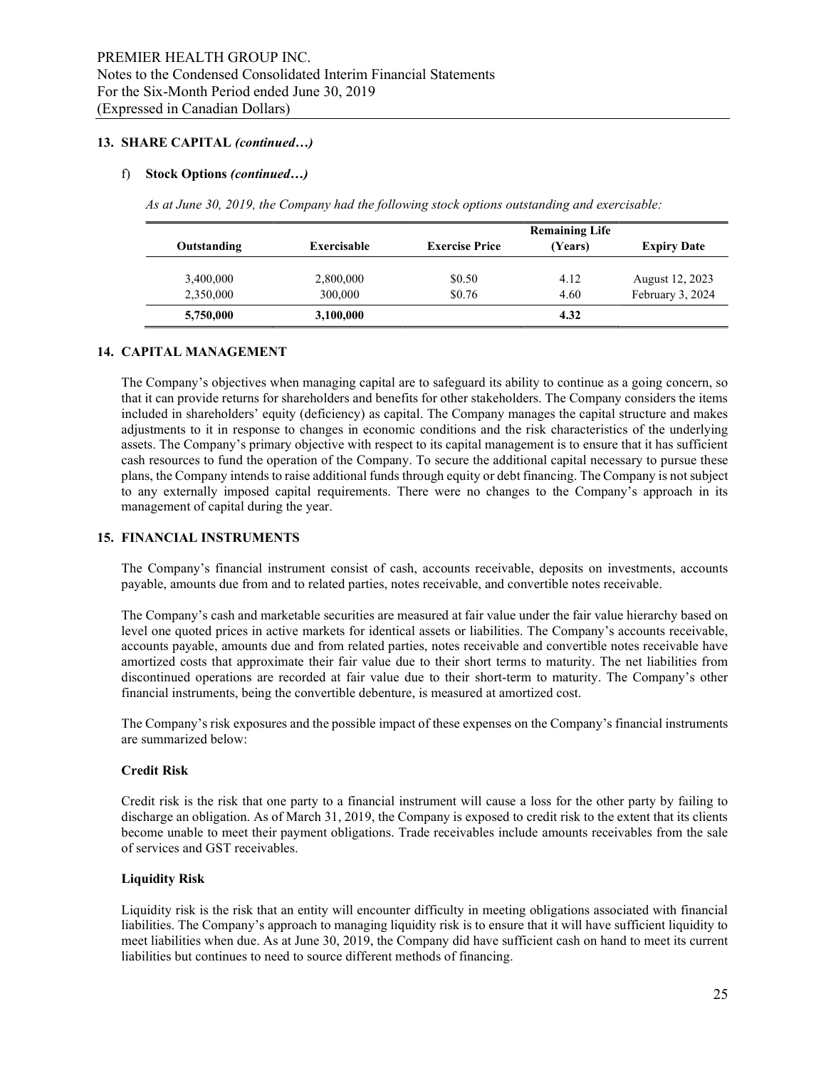## 13. SHARE CAPITAL *(continued…)*

f) **Stock Options** *(continued…)*

*As at June 30, 2019, the Company had the following stock options outstanding and exercisable:*

| Outstanding | Exercisable | Exercise Price | Remaining Life (Years) | Expiry Date |
|---|---|---|---|---|
| 3,400,000 | 2,800,000 | $0.50 | 4.12 | August 12, 2023 |
| 2,350,000 | 300,000 | $0.76 | 4.60 | February 3, 2024 |
| **5,750,000** | **3,100,000** | | **4.32** | |

## 14. CAPITAL MANAGEMENT

The Company's objectives when managing capital are to safeguard its ability to continue as a going concern, so that it can provide returns for shareholders and benefits for other stakeholders. The Company considers the items included in shareholders' equity (deficiency) as capital. The Company manages the capital structure and makes adjustments to it in response to changes in economic conditions and the risk characteristics of the underlying assets. The Company's primary objective with respect to its capital management is to ensure that it has sufficient cash resources to fund the operation of the Company. To secure the additional capital necessary to pursue these plans, the Company intends to raise additional funds through equity or debt financing. The Company is not subject to any externally imposed capital requirements. There were no changes to the Company's approach in its management of capital during the year.

## 15. FINANCIAL INSTRUMENTS

The Company's financial instrument consist of cash, accounts receivable, deposits on investments, accounts payable, amounts due from and to related parties, notes receivable, and convertible notes receivable.

The Company's cash and marketable securities are measured at fair value under the fair value hierarchy based on level one quoted prices in active markets for identical assets or liabilities. The Company's accounts receivable, accounts payable, amounts due and from related parties, notes receivable and convertible notes receivable have amortized costs that approximate their fair value due to their short terms to maturity. The net liabilities from discontinued operations are recorded at fair value due to their short-term to maturity. The Company's other financial instruments, being the convertible debenture, is measured at amortized cost.

The Company's risk exposures and the possible impact of these expenses on the Company's financial instruments are summarized below:

**Credit Risk**

Credit risk is the risk that one party to a financial instrument will cause a loss for the other party by failing to discharge an obligation. As of March 31, 2019, the Company is exposed to credit risk to the extent that its clients become unable to meet their payment obligations. Trade receivables include amounts receivables from the sale of services and GST receivables.

**Liquidity Risk**

Liquidity risk is the risk that an entity will encounter difficulty in meeting obligations associated with financial liabilities. The Company's approach to managing liquidity risk is to ensure that it will have sufficient liquidity to meet liabilities when due. As at June 30, 2019, the Company did have sufficient cash on hand to meet its current liabilities but continues to need to source different methods of financing.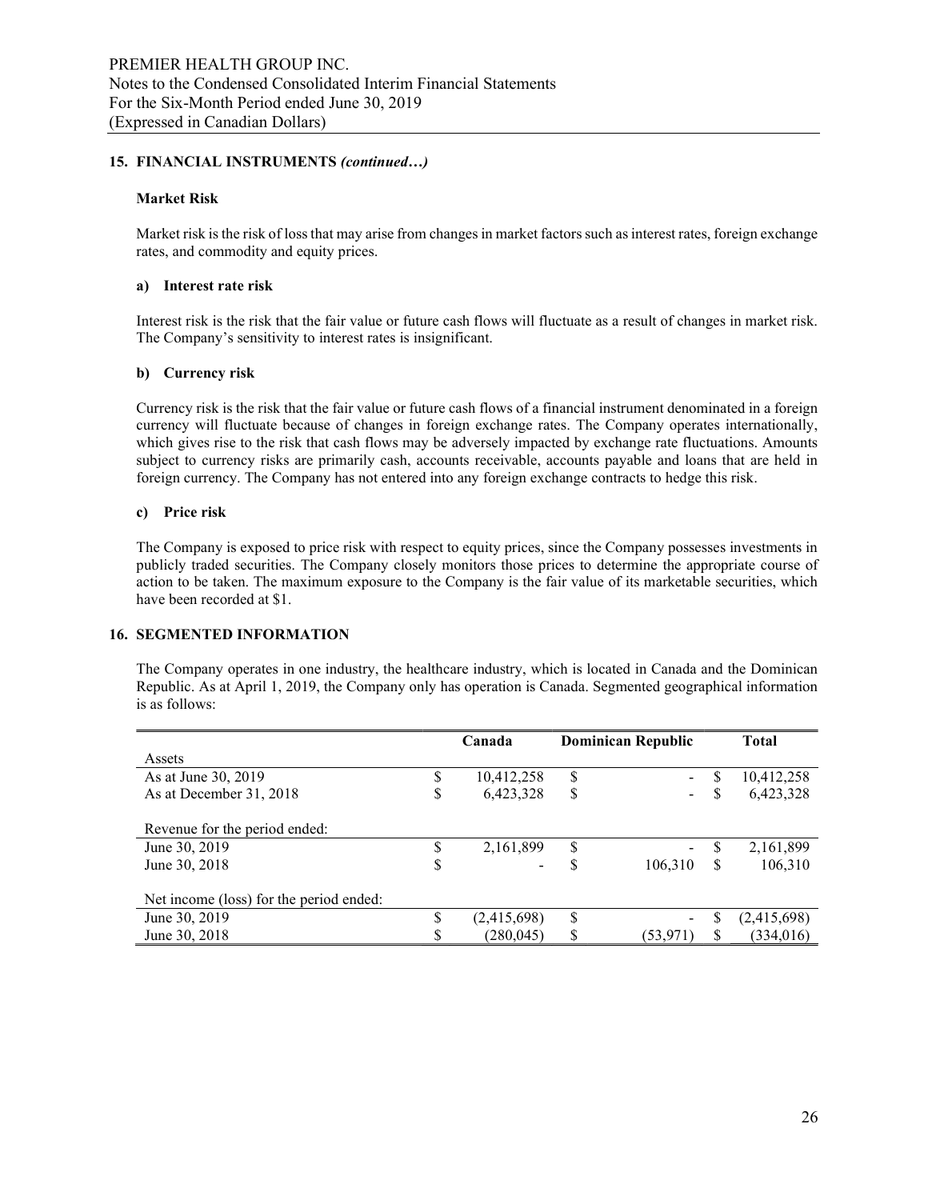## 15. FINANCIAL INSTRUMENTS *(continued…)*

### Market Risk

Market risk is the risk of loss that may arise from changes in market factors such as interest rates, foreign exchange rates, and commodity and equity prices.

#### a) Interest rate risk

Interest risk is the risk that the fair value or future cash flows will fluctuate as a result of changes in market risk. The Company's sensitivity to interest rates is insignificant.

#### b) Currency risk

Currency risk is the risk that the fair value or future cash flows of a financial instrument denominated in a foreign currency will fluctuate because of changes in foreign exchange rates. The Company operates internationally, which gives rise to the risk that cash flows may be adversely impacted by exchange rate fluctuations. Amounts subject to currency risks are primarily cash, accounts receivable, accounts payable and loans that are held in foreign currency. The Company has not entered into any foreign exchange contracts to hedge this risk.

#### c) Price risk

The Company is exposed to price risk with respect to equity prices, since the Company possesses investments in publicly traded securities. The Company closely monitors those prices to determine the appropriate course of action to be taken. The maximum exposure to the Company is the fair value of its marketable securities, which have been recorded at $1.

## 16. SEGMENTED INFORMATION

The Company operates in one industry, the healthcare industry, which is located in Canada and the Dominican Republic. As at April 1, 2019, the Company only has operation is Canada. Segmented geographical information is as follows:

| | Canada | Dominican Republic | Total |
|---|---|---|---|
| Assets | | | |
| As at June 30, 2019 | $ 10,412,258 | $ - | $ 10,412,258 |
| As at December 31, 2018 | $ 6,423,328 | $ - | $ 6,423,328 |
| Revenue for the period ended: | | | |
| June 30, 2019 | $ 2,161,899 | $ - | $ 2,161,899 |
| June 30, 2018 | $ - | $ 106,310 | $ 106,310 |
| Net income (loss) for the period ended: | | | |
| June 30, 2019 | $ (2,415,698) | $ - | $ (2,415,698) |
| June 30, 2018 | $ (280,045) | $ (53,971) | $ (334,016) |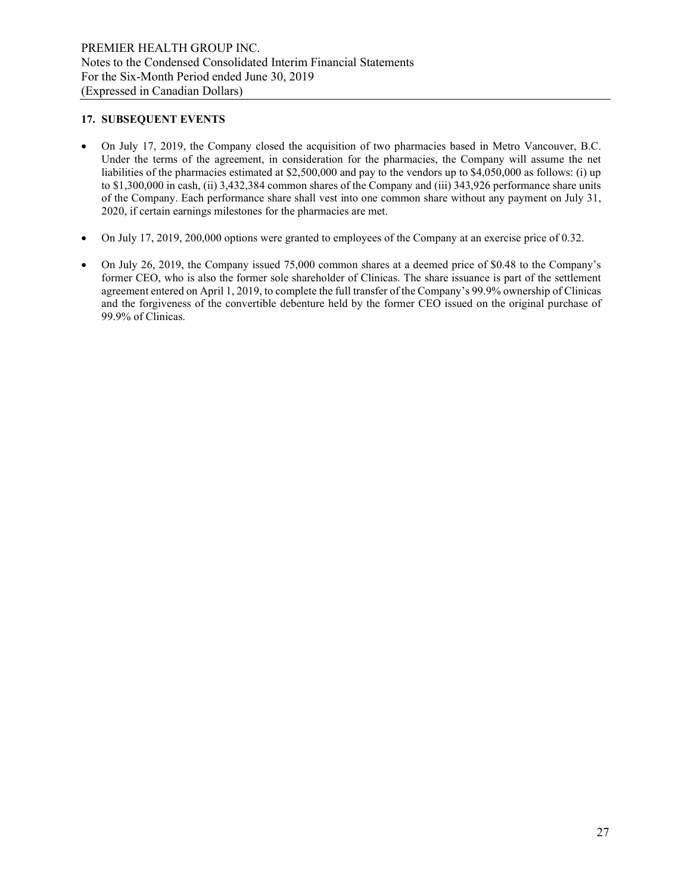## 17. SUBSEQUENT EVENTS

- On July 17, 2019, the Company closed the acquisition of two pharmacies based in Metro Vancouver, B.C. Under the terms of the agreement, in consideration for the pharmacies, the Company will assume the net liabilities of the pharmacies estimated at $2,500,000 and pay to the vendors up to $4,050,000 as follows: (i) up to $1,300,000 in cash, (ii) 3,432,384 common shares of the Company and (iii) 343,926 performance share units of the Company. Each performance share shall vest into one common share without any payment on July 31, 2020, if certain earnings milestones for the pharmacies are met.

- On July 17, 2019, 200,000 options were granted to employees of the Company at an exercise price of 0.32.

- On July 26, 2019, the Company issued 75,000 common shares at a deemed price of $0.48 to the Company's former CEO, who is also the former sole shareholder of Clinicas. The share issuance is part of the settlement agreement entered on April 1, 2019, to complete the full transfer of the Company's 99.9% ownership of Clinicas and the forgiveness of the convertible debenture held by the former CEO issued on the original purchase of 99.9% of Clinicas.